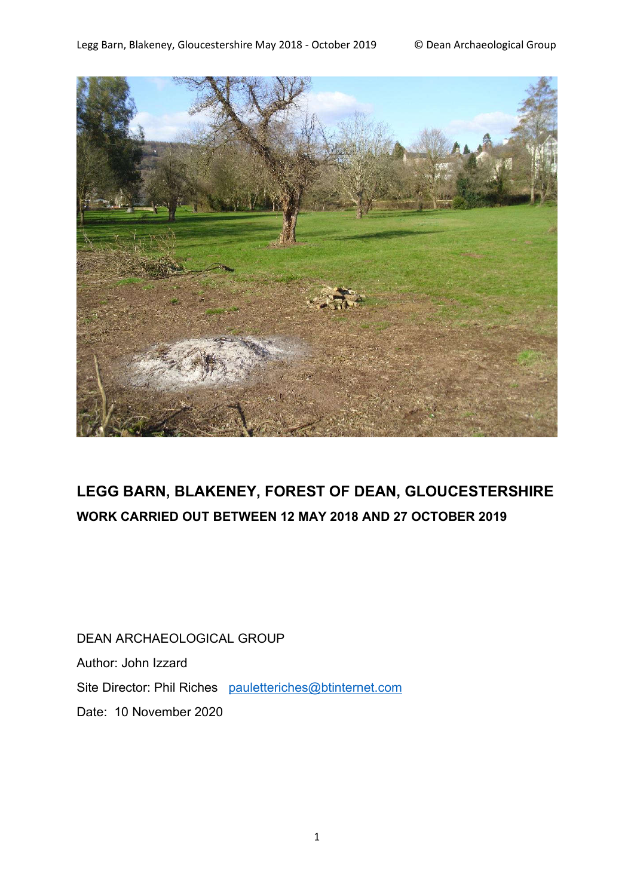# LEGG BARN, BLAKENEY, FOREST OF DEAN, GLOUCESTERSHIRE

## WORK CARRIED OUT BETWEEN 12 MAY 2018 AND 27 OCTOBER 2019

DEAN ARCHAEOLOGICAL GROUP

Author: John Izzard

Site Director: Phil Riches pauletteriches@btinternet.com

Date: 10 November 2020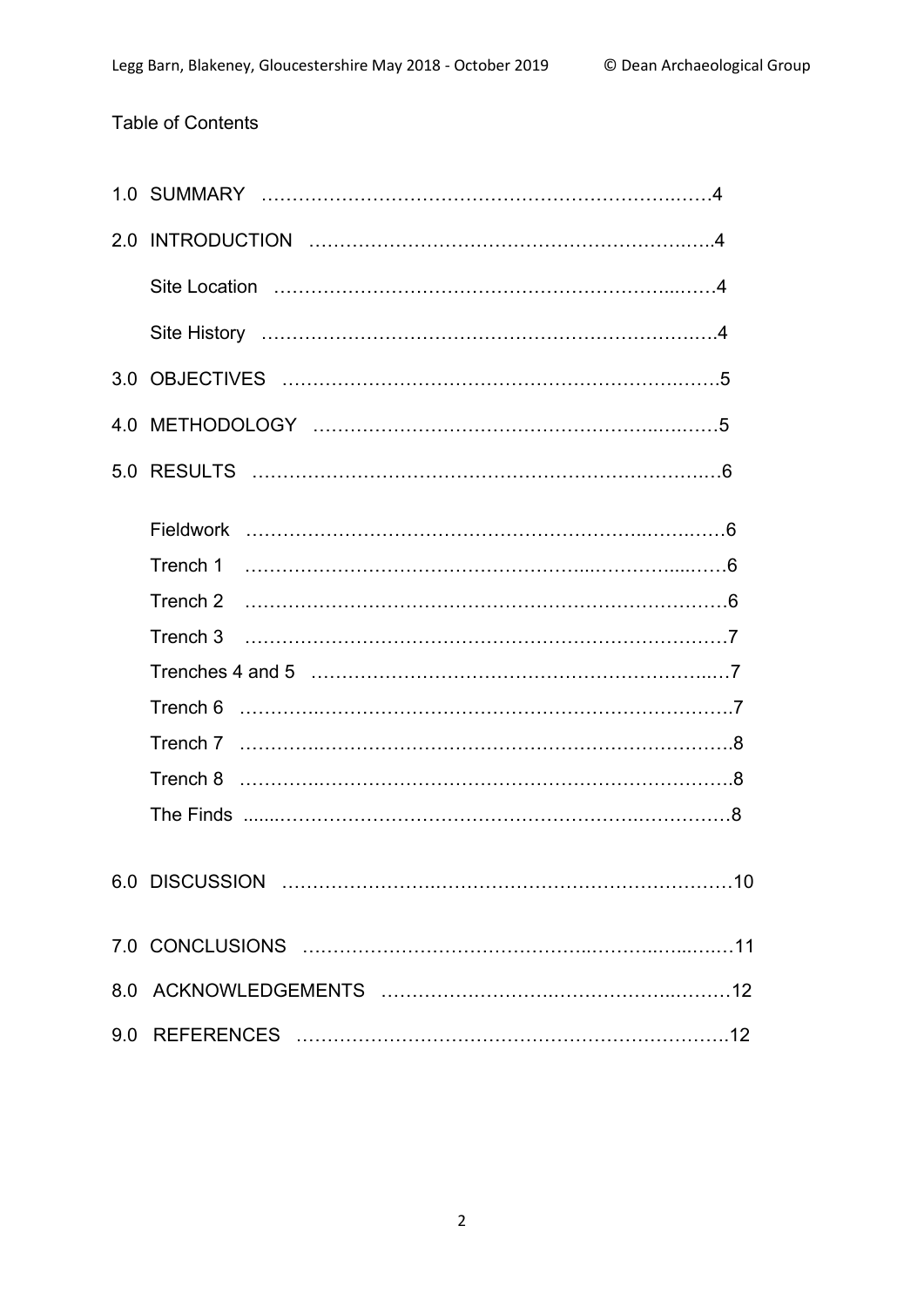Table of Contents

| | |
|---|---|
| 1.0 SUMMARY | 4 |
| 2.0 INTRODUCTION | 4 |
| Site Location | 4 |
| Site History | 4 |
| 3.0 OBJECTIVES | 5 |
| 4.0 METHODOLOGY | 5 |
| 5.0 RESULTS | 6 |
| Fieldwork | 6 |
| Trench 1 | 6 |
| Trench 2 | 6 |
| Trench 3 | 7 |
| Trenches 4 and 5 | 7 |
| Trench 6 | 7 |
| Trench 7 | 8 |
| Trench 8 | 8 |
| The Finds | 8 |
| 6.0 DISCUSSION | 10 |
| 7.0 CONCLUSIONS | 11 |
| 8.0 ACKNOWLEDGEMENTS | 12 |
| 9.0 REFERENCES | 12 |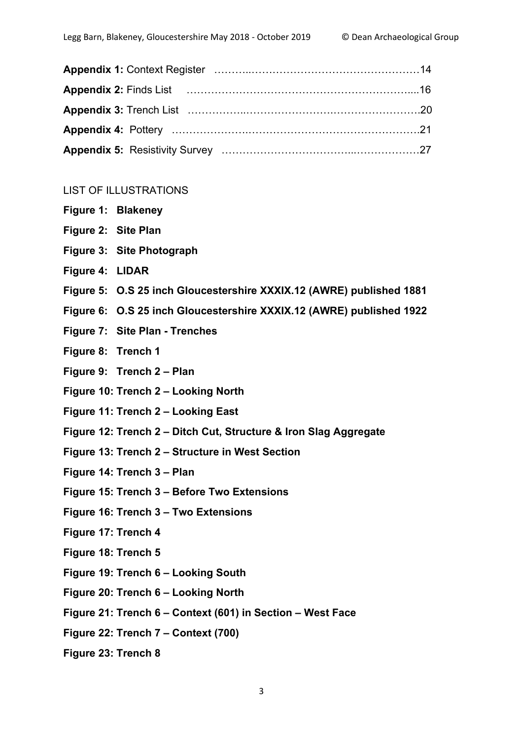**Appendix 1:** Context Register ……….…………………………………………14

**Appendix 2:** Finds List ……………………………………………………....16

**Appendix 3:** Trench List ……………..…………………….…………………….20

**Appendix 4:** Pottery ………………….…………………….…………………….21

**Appendix 5:** Resistivity Survey ……………………………...……………….27

LIST OF ILLUSTRATIONS

**Figure 1: Blakeney**

**Figure 2: Site Plan**

**Figure 3: Site Photograph**

**Figure 4: LIDAR**

**Figure 5: O.S 25 inch Gloucestershire XXXIX.12 (AWRE) published 1881**

**Figure 6: O.S 25 inch Gloucestershire XXXIX.12 (AWRE) published 1922**

**Figure 7: Site Plan - Trenches**

**Figure 8: Trench 1**

**Figure 9: Trench 2 – Plan**

**Figure 10: Trench 2 – Looking North**

**Figure 11: Trench 2 – Looking East**

**Figure 12: Trench 2 – Ditch Cut, Structure & Iron Slag Aggregate**

**Figure 13: Trench 2 – Structure in West Section**

**Figure 14: Trench 3 – Plan**

**Figure 15: Trench 3 – Before Two Extensions**

**Figure 16: Trench 3 – Two Extensions**

**Figure 17: Trench 4**

**Figure 18: Trench 5**

**Figure 19: Trench 6 – Looking South**

**Figure 20: Trench 6 – Looking North**

**Figure 21: Trench 6 – Context (601) in Section – West Face**

**Figure 22: Trench 7 – Context (700)**

**Figure 23: Trench 8**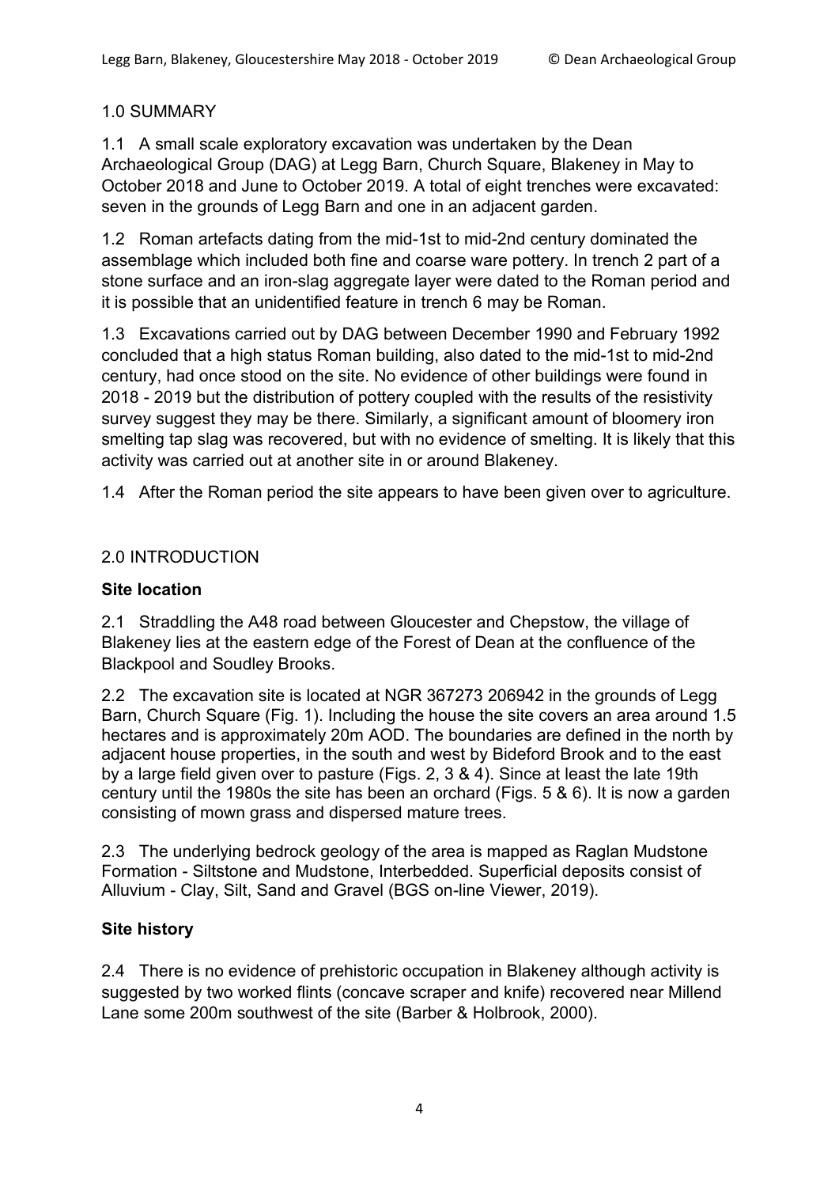## 1.0 SUMMARY

1.1 A small scale exploratory excavation was undertaken by the Dean Archaeological Group (DAG) at Legg Barn, Church Square, Blakeney in May to October 2018 and June to October 2019. A total of eight trenches were excavated: seven in the grounds of Legg Barn and one in an adjacent garden.

1.2 Roman artefacts dating from the mid-1st to mid-2nd century dominated the assemblage which included both fine and coarse ware pottery. In trench 2 part of a stone surface and an iron-slag aggregate layer were dated to the Roman period and it is possible that an unidentified feature in trench 6 may be Roman.

1.3 Excavations carried out by DAG between December 1990 and February 1992 concluded that a high status Roman building, also dated to the mid-1st to mid-2nd century, had once stood on the site. No evidence of other buildings were found in 2018 - 2019 but the distribution of pottery coupled with the results of the resistivity survey suggest they may be there. Similarly, a significant amount of bloomery iron smelting tap slag was recovered, but with no evidence of smelting. It is likely that this activity was carried out at another site in or around Blakeney.

1.4 After the Roman period the site appears to have been given over to agriculture.

## 2.0 INTRODUCTION

### Site location

2.1 Straddling the A48 road between Gloucester and Chepstow, the village of Blakeney lies at the eastern edge of the Forest of Dean at the confluence of the Blackpool and Soudley Brooks.

2.2 The excavation site is located at NGR 367273 206942 in the grounds of Legg Barn, Church Square (Fig. 1). Including the house the site covers an area around 1.5 hectares and is approximately 20m AOD. The boundaries are defined in the north by adjacent house properties, in the south and west by Bideford Brook and to the east by a large field given over to pasture (Figs. 2, 3 & 4). Since at least the late 19th century until the 1980s the site has been an orchard (Figs. 5 & 6). It is now a garden consisting of mown grass and dispersed mature trees.

2.3 The underlying bedrock geology of the area is mapped as Raglan Mudstone Formation - Siltstone and Mudstone, Interbedded. Superficial deposits consist of Alluvium - Clay, Silt, Sand and Gravel (BGS on-line Viewer, 2019).

### Site history

2.4 There is no evidence of prehistoric occupation in Blakeney although activity is suggested by two worked flints (concave scraper and knife) recovered near Millend Lane some 200m southwest of the site (Barber & Holbrook, 2000).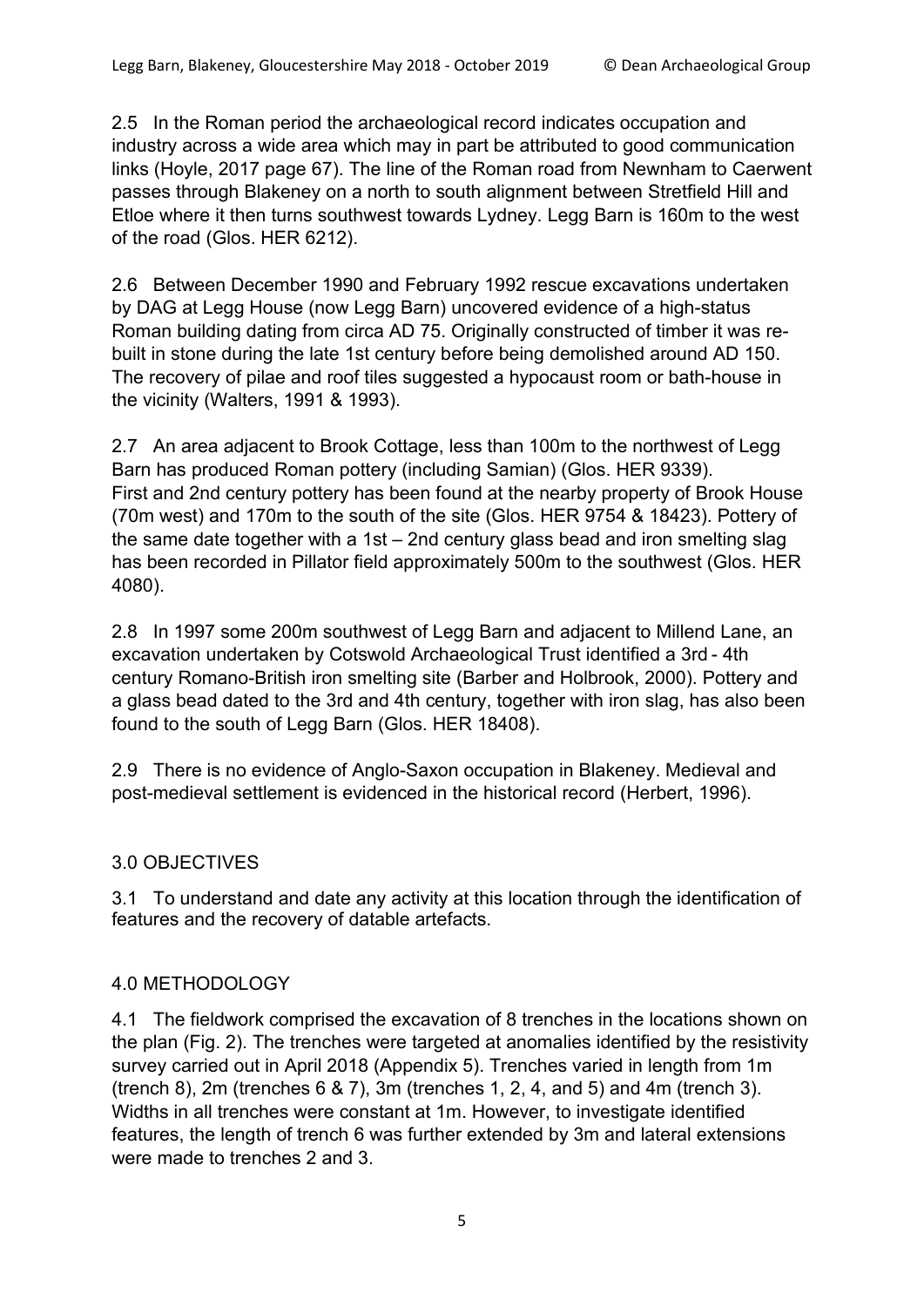2.5 In the Roman period the archaeological record indicates occupation and industry across a wide area which may in part be attributed to good communication links (Hoyle, 2017 page 67). The line of the Roman road from Newnham to Caerwent passes through Blakeney on a north to south alignment between Stretfield Hill and Etloe where it then turns southwest towards Lydney. Legg Barn is 160m to the west of the road (Glos. HER 6212).

2.6 Between December 1990 and February 1992 rescue excavations undertaken by DAG at Legg House (now Legg Barn) uncovered evidence of a high-status Roman building dating from circa AD 75. Originally constructed of timber it was re-built in stone during the late 1st century before being demolished around AD 150. The recovery of pilae and roof tiles suggested a hypocaust room or bath-house in the vicinity (Walters, 1991 & 1993).

2.7 An area adjacent to Brook Cottage, less than 100m to the northwest of Legg Barn has produced Roman pottery (including Samian) (Glos. HER 9339). First and 2nd century pottery has been found at the nearby property of Brook House (70m west) and 170m to the south of the site (Glos. HER 9754 & 18423). Pottery of the same date together with a 1st – 2nd century glass bead and iron smelting slag has been recorded in Pillator field approximately 500m to the southwest (Glos. HER 4080).

2.8 In 1997 some 200m southwest of Legg Barn and adjacent to Millend Lane, an excavation undertaken by Cotswold Archaeological Trust identified a 3rd - 4th century Romano-British iron smelting site (Barber and Holbrook, 2000). Pottery and a glass bead dated to the 3rd and 4th century, together with iron slag, has also been found to the south of Legg Barn (Glos. HER 18408).

2.9 There is no evidence of Anglo-Saxon occupation in Blakeney. Medieval and post-medieval settlement is evidenced in the historical record (Herbert, 1996).

## 3.0 OBJECTIVES

3.1 To understand and date any activity at this location through the identification of features and the recovery of datable artefacts.

## 4.0 METHODOLOGY

4.1 The fieldwork comprised the excavation of 8 trenches in the locations shown on the plan (Fig. 2). The trenches were targeted at anomalies identified by the resistivity survey carried out in April 2018 (Appendix 5). Trenches varied in length from 1m (trench 8), 2m (trenches 6 & 7), 3m (trenches 1, 2, 4, and 5) and 4m (trench 3). Widths in all trenches were constant at 1m. However, to investigate identified features, the length of trench 6 was further extended by 3m and lateral extensions were made to trenches 2 and 3.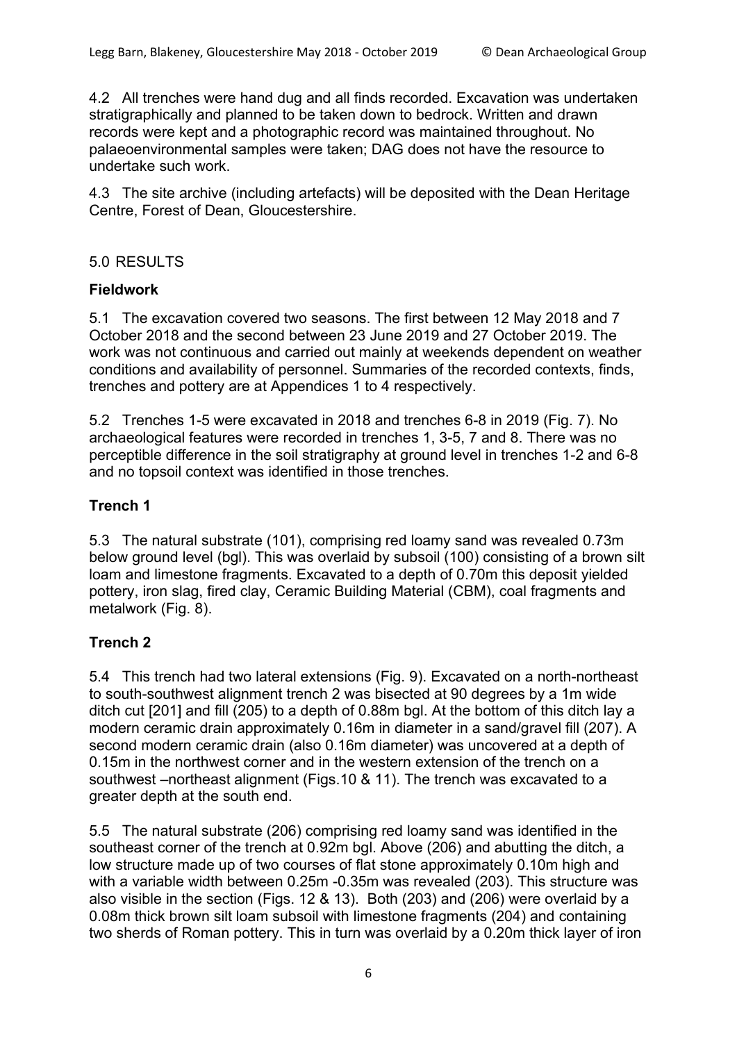4.2 All trenches were hand dug and all finds recorded. Excavation was undertaken stratigraphically and planned to be taken down to bedrock. Written and drawn records were kept and a photographic record was maintained throughout. No palaeoenvironmental samples were taken; DAG does not have the resource to undertake such work.

4.3 The site archive (including artefacts) will be deposited with the Dean Heritage Centre, Forest of Dean, Gloucestershire.

## 5.0 RESULTS

### Fieldwork

5.1 The excavation covered two seasons. The first between 12 May 2018 and 7 October 2018 and the second between 23 June 2019 and 27 October 2019. The work was not continuous and carried out mainly at weekends dependent on weather conditions and availability of personnel. Summaries of the recorded contexts, finds, trenches and pottery are at Appendices 1 to 4 respectively.

5.2 Trenches 1-5 were excavated in 2018 and trenches 6-8 in 2019 (Fig. 7). No archaeological features were recorded in trenches 1, 3-5, 7 and 8. There was no perceptible difference in the soil stratigraphy at ground level in trenches 1-2 and 6-8 and no topsoil context was identified in those trenches.

### Trench 1

5.3 The natural substrate (101), comprising red loamy sand was revealed 0.73m below ground level (bgl). This was overlaid by subsoil (100) consisting of a brown silt loam and limestone fragments. Excavated to a depth of 0.70m this deposit yielded pottery, iron slag, fired clay, Ceramic Building Material (CBM), coal fragments and metalwork (Fig. 8).

### Trench 2

5.4 This trench had two lateral extensions (Fig. 9). Excavated on a north-northeast to south-southwest alignment trench 2 was bisected at 90 degrees by a 1m wide ditch cut [201] and fill (205) to a depth of 0.88m bgl. At the bottom of this ditch lay a modern ceramic drain approximately 0.16m in diameter in a sand/gravel fill (207). A second modern ceramic drain (also 0.16m diameter) was uncovered at a depth of 0.15m in the northwest corner and in the western extension of the trench on a southwest –northeast alignment (Figs.10 & 11). The trench was excavated to a greater depth at the south end.

5.5 The natural substrate (206) comprising red loamy sand was identified in the southeast corner of the trench at 0.92m bgl. Above (206) and abutting the ditch, a low structure made up of two courses of flat stone approximately 0.10m high and with a variable width between 0.25m -0.35m was revealed (203). This structure was also visible in the section (Figs. 12 & 13). Both (203) and (206) were overlaid by a 0.08m thick brown silt loam subsoil with limestone fragments (204) and containing two sherds of Roman pottery. This in turn was overlaid by a 0.20m thick layer of iron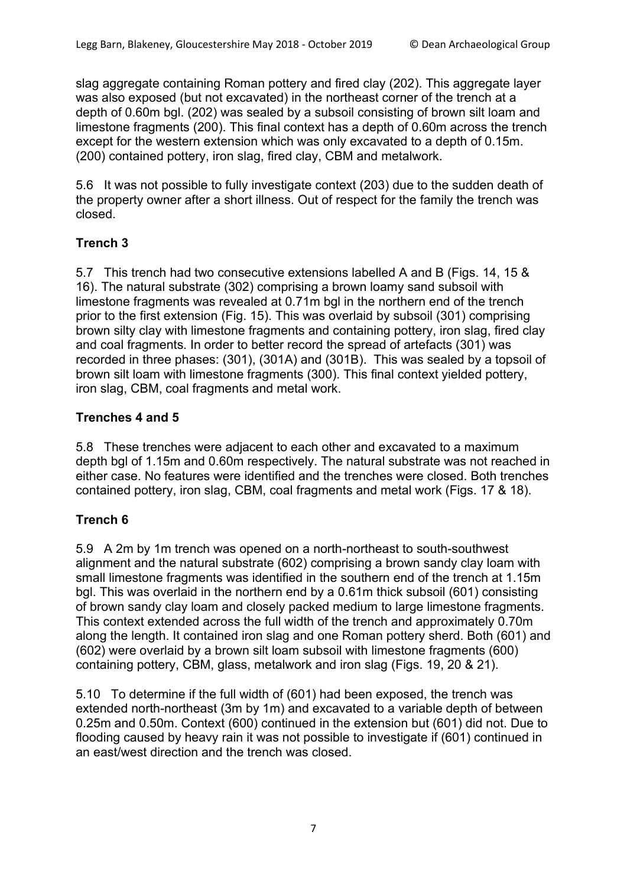slag aggregate containing Roman pottery and fired clay (202). This aggregate layer was also exposed (but not excavated) in the northeast corner of the trench at a depth of 0.60m bgl. (202) was sealed by a subsoil consisting of brown silt loam and limestone fragments (200). This final context has a depth of 0.60m across the trench except for the western extension which was only excavated to a depth of 0.15m. (200) contained pottery, iron slag, fired clay, CBM and metalwork.

5.6 It was not possible to fully investigate context (203) due to the sudden death of the property owner after a short illness. Out of respect for the family the trench was closed.

### Trench 3

5.7 This trench had two consecutive extensions labelled A and B (Figs. 14, 15 & 16). The natural substrate (302) comprising a brown loamy sand subsoil with limestone fragments was revealed at 0.71m bgl in the northern end of the trench prior to the first extension (Fig. 15). This was overlaid by subsoil (301) comprising brown silty clay with limestone fragments and containing pottery, iron slag, fired clay and coal fragments. In order to better record the spread of artefacts (301) was recorded in three phases: (301), (301A) and (301B). This was sealed by a topsoil of brown silt loam with limestone fragments (300). This final context yielded pottery, iron slag, CBM, coal fragments and metal work.

### Trenches 4 and 5

5.8 These trenches were adjacent to each other and excavated to a maximum depth bgl of 1.15m and 0.60m respectively. The natural substrate was not reached in either case. No features were identified and the trenches were closed. Both trenches contained pottery, iron slag, CBM, coal fragments and metal work (Figs. 17 & 18).

### Trench 6

5.9 A 2m by 1m trench was opened on a north-northeast to south-southwest alignment and the natural substrate (602) comprising a brown sandy clay loam with small limestone fragments was identified in the southern end of the trench at 1.15m bgl. This was overlaid in the northern end by a 0.61m thick subsoil (601) consisting of brown sandy clay loam and closely packed medium to large limestone fragments. This context extended across the full width of the trench and approximately 0.70m along the length. It contained iron slag and one Roman pottery sherd. Both (601) and (602) were overlaid by a brown silt loam subsoil with limestone fragments (600) containing pottery, CBM, glass, metalwork and iron slag (Figs. 19, 20 & 21).

5.10 To determine if the full width of (601) had been exposed, the trench was extended north-northeast (3m by 1m) and excavated to a variable depth of between 0.25m and 0.50m. Context (600) continued in the extension but (601) did not. Due to flooding caused by heavy rain it was not possible to investigate if (601) continued in an east/west direction and the trench was closed.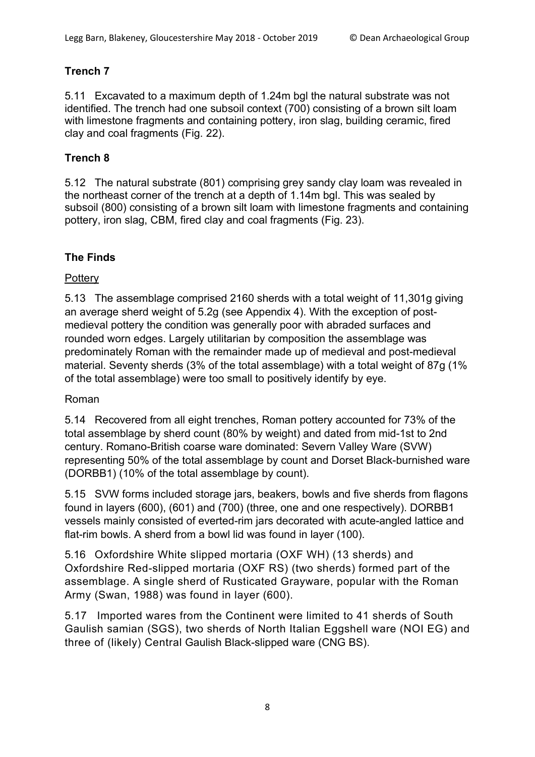## Trench 7

5.11 Excavated to a maximum depth of 1.24m bgl the natural substrate was not identified. The trench had one subsoil context (700) consisting of a brown silt loam with limestone fragments and containing pottery, iron slag, building ceramic, fired clay and coal fragments (Fig. 22).

## Trench 8

5.12 The natural substrate (801) comprising grey sandy clay loam was revealed in the northeast corner of the trench at a depth of 1.14m bgl. This was sealed by subsoil (800) consisting of a brown silt loam with limestone fragments and containing pottery, iron slag, CBM, fired clay and coal fragments (Fig. 23).

## The Finds

Pottery

5.13 The assemblage comprised 2160 sherds with a total weight of 11,301g giving an average sherd weight of 5.2g (see Appendix 4). With the exception of post-medieval pottery the condition was generally poor with abraded surfaces and rounded worn edges. Largely utilitarian by composition the assemblage was predominately Roman with the remainder made up of medieval and post-medieval material. Seventy sherds (3% of the total assemblage) with a total weight of 87g (1% of the total assemblage) were too small to positively identify by eye.

Roman

5.14 Recovered from all eight trenches, Roman pottery accounted for 73% of the total assemblage by sherd count (80% by weight) and dated from mid-1st to 2nd century. Romano-British coarse ware dominated: Severn Valley Ware (SVW) representing 50% of the total assemblage by count and Dorset Black-burnished ware (DORBB1) (10% of the total assemblage by count).

5.15 SVW forms included storage jars, beakers, bowls and five sherds from flagons found in layers (600), (601) and (700) (three, one and one respectively). DORBB1 vessels mainly consisted of everted-rim jars decorated with acute-angled lattice and flat-rim bowls. A sherd from a bowl lid was found in layer (100).

5.16 Oxfordshire White slipped mortaria (OXF WH) (13 sherds) and Oxfordshire Red-slipped mortaria (OXF RS) (two sherds) formed part of the assemblage. A single sherd of Rusticated Grayware, popular with the Roman Army (Swan, 1988) was found in layer (600).

5.17 Imported wares from the Continent were limited to 41 sherds of South Gaulish samian (SGS), two sherds of North Italian Eggshell ware (NOI EG) and three of (likely) Central Gaulish Black-slipped ware (CNG BS).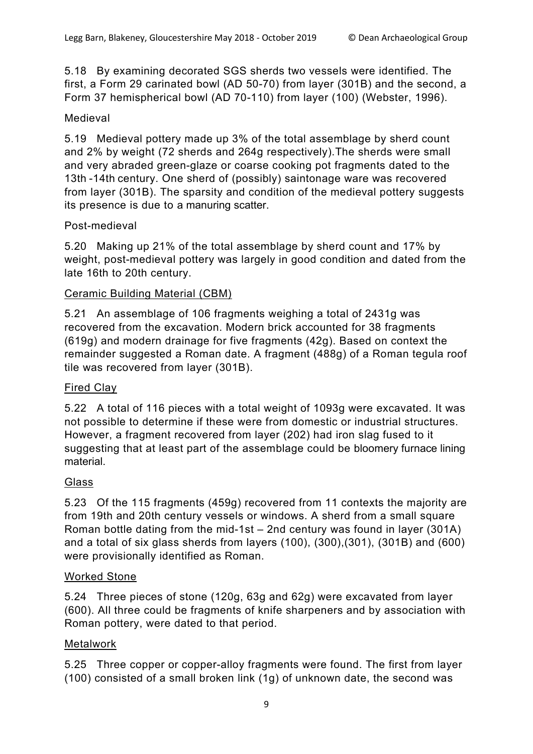5.18 By examining decorated SGS sherds two vessels were identified. The first, a Form 29 carinated bowl (AD 50-70) from layer (301B) and the second, a Form 37 hemispherical bowl (AD 70-110) from layer (100) (Webster, 1996).

Medieval

5.19 Medieval pottery made up 3% of the total assemblage by sherd count and 2% by weight (72 sherds and 264g respectively).The sherds were small and very abraded green-glaze or coarse cooking pot fragments dated to the 13th -14th century. One sherd of (possibly) saintonage ware was recovered from layer (301B). The sparsity and condition of the medieval pottery suggests its presence is due to a manuring scatter.

Post-medieval

5.20 Making up 21% of the total assemblage by sherd count and 17% by weight, post-medieval pottery was largely in good condition and dated from the late 16th to 20th century.

## Ceramic Building Material (CBM)

5.21 An assemblage of 106 fragments weighing a total of 2431g was recovered from the excavation. Modern brick accounted for 38 fragments (619g) and modern drainage for five fragments (42g). Based on context the remainder suggested a Roman date. A fragment (488g) of a Roman tegula roof tile was recovered from layer (301B).

## Fired Clay

5.22 A total of 116 pieces with a total weight of 1093g were excavated. It was not possible to determine if these were from domestic or industrial structures. However, a fragment recovered from layer (202) had iron slag fused to it suggesting that at least part of the assemblage could be bloomery furnace lining material.

## Glass

5.23 Of the 115 fragments (459g) recovered from 11 contexts the majority are from 19th and 20th century vessels or windows. A sherd from a small square Roman bottle dating from the mid-1st – 2nd century was found in layer (301A) and a total of six glass sherds from layers (100), (300),(301), (301B) and (600) were provisionally identified as Roman.

## Worked Stone

5.24 Three pieces of stone (120g, 63g and 62g) were excavated from layer (600). All three could be fragments of knife sharpeners and by association with Roman pottery, were dated to that period.

## Metalwork

5.25 Three copper or copper-alloy fragments were found. The first from layer (100) consisted of a small broken link (1g) of unknown date, the second was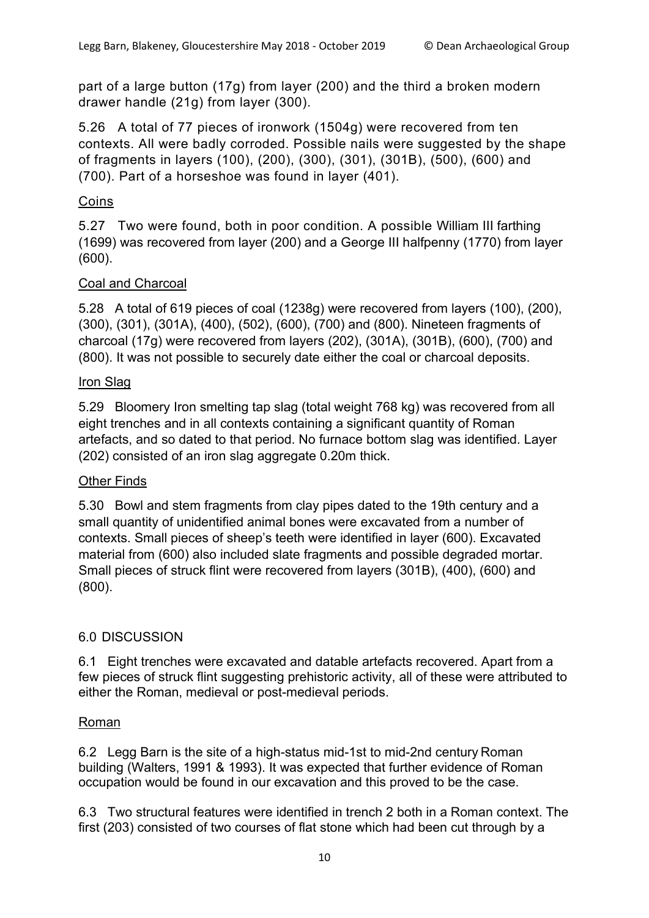part of a large button (17g) from layer (200) and the third a broken modern drawer handle (21g) from layer (300).

5.26 A total of 77 pieces of ironwork (1504g) were recovered from ten contexts. All were badly corroded. Possible nails were suggested by the shape of fragments in layers (100), (200), (300), (301), (301B), (500), (600) and (700). Part of a horseshoe was found in layer (401).

### Coins

5.27 Two were found, both in poor condition. A possible William III farthing (1699) was recovered from layer (200) and a George III halfpenny (1770) from layer (600).

### Coal and Charcoal

5.28 A total of 619 pieces of coal (1238g) were recovered from layers (100), (200), (300), (301), (301A), (400), (502), (600), (700) and (800). Nineteen fragments of charcoal (17g) were recovered from layers (202), (301A), (301B), (600), (700) and (800). It was not possible to securely date either the coal or charcoal deposits.

### Iron Slag

5.29 Bloomery Iron smelting tap slag (total weight 768 kg) was recovered from all eight trenches and in all contexts containing a significant quantity of Roman artefacts, and so dated to that period. No furnace bottom slag was identified. Layer (202) consisted of an iron slag aggregate 0.20m thick.

### Other Finds

5.30 Bowl and stem fragments from clay pipes dated to the 19th century and a small quantity of unidentified animal bones were excavated from a number of contexts. Small pieces of sheep's teeth were identified in layer (600). Excavated material from (600) also included slate fragments and possible degraded mortar. Small pieces of struck flint were recovered from layers (301B), (400), (600) and (800).

## 6.0 DISCUSSION

6.1 Eight trenches were excavated and datable artefacts recovered. Apart from a few pieces of struck flint suggesting prehistoric activity, all of these were attributed to either the Roman, medieval or post-medieval periods.

### Roman

6.2 Legg Barn is the site of a high-status mid-1st to mid-2nd century Roman building (Walters, 1991 & 1993). It was expected that further evidence of Roman occupation would be found in our excavation and this proved to be the case.

6.3 Two structural features were identified in trench 2 both in a Roman context. The first (203) consisted of two courses of flat stone which had been cut through by a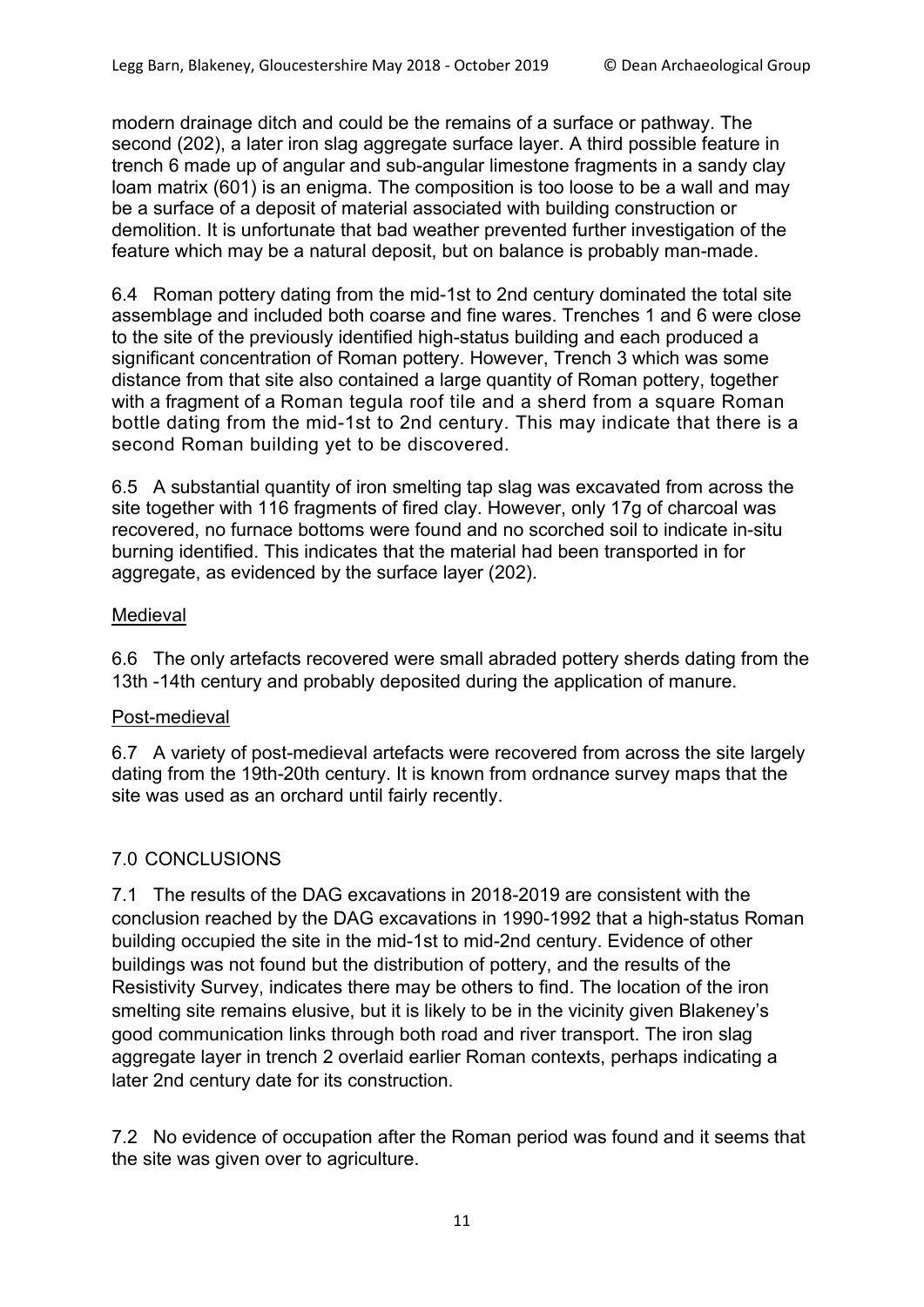modern drainage ditch and could be the remains of a surface or pathway. The second (202), a later iron slag aggregate surface layer. A third possible feature in trench 6 made up of angular and sub-angular limestone fragments in a sandy clay loam matrix (601) is an enigma. The composition is too loose to be a wall and may be a surface of a deposit of material associated with building construction or demolition. It is unfortunate that bad weather prevented further investigation of the feature which may be a natural deposit, but on balance is probably man-made.

6.4 Roman pottery dating from the mid-1st to 2nd century dominated the total site assemblage and included both coarse and fine wares. Trenches 1 and 6 were close to the site of the previously identified high-status building and each produced a significant concentration of Roman pottery. However, Trench 3 which was some distance from that site also contained a large quantity of Roman pottery, together with a fragment of a Roman tegula roof tile and a sherd from a square Roman bottle dating from the mid-1st to 2nd century. This may indicate that there is a second Roman building yet to be discovered.

6.5 A substantial quantity of iron smelting tap slag was excavated from across the site together with 116 fragments of fired clay. However, only 17g of charcoal was recovered, no furnace bottoms were found and no scorched soil to indicate in-situ burning identified. This indicates that the material had been transported in for aggregate, as evidenced by the surface layer (202).

Medieval

6.6 The only artefacts recovered were small abraded pottery sherds dating from the 13th -14th century and probably deposited during the application of manure.

Post-medieval

6.7 A variety of post-medieval artefacts were recovered from across the site largely dating from the 19th-20th century. It is known from ordnance survey maps that the site was used as an orchard until fairly recently.

## 7.0 CONCLUSIONS

7.1 The results of the DAG excavations in 2018-2019 are consistent with the conclusion reached by the DAG excavations in 1990-1992 that a high-status Roman building occupied the site in the mid-1st to mid-2nd century. Evidence of other buildings was not found but the distribution of pottery, and the results of the Resistivity Survey, indicates there may be others to find. The location of the iron smelting site remains elusive, but it is likely to be in the vicinity given Blakeney's good communication links through both road and river transport. The iron slag aggregate layer in trench 2 overlaid earlier Roman contexts, perhaps indicating a later 2nd century date for its construction.

7.2 No evidence of occupation after the Roman period was found and it seems that the site was given over to agriculture.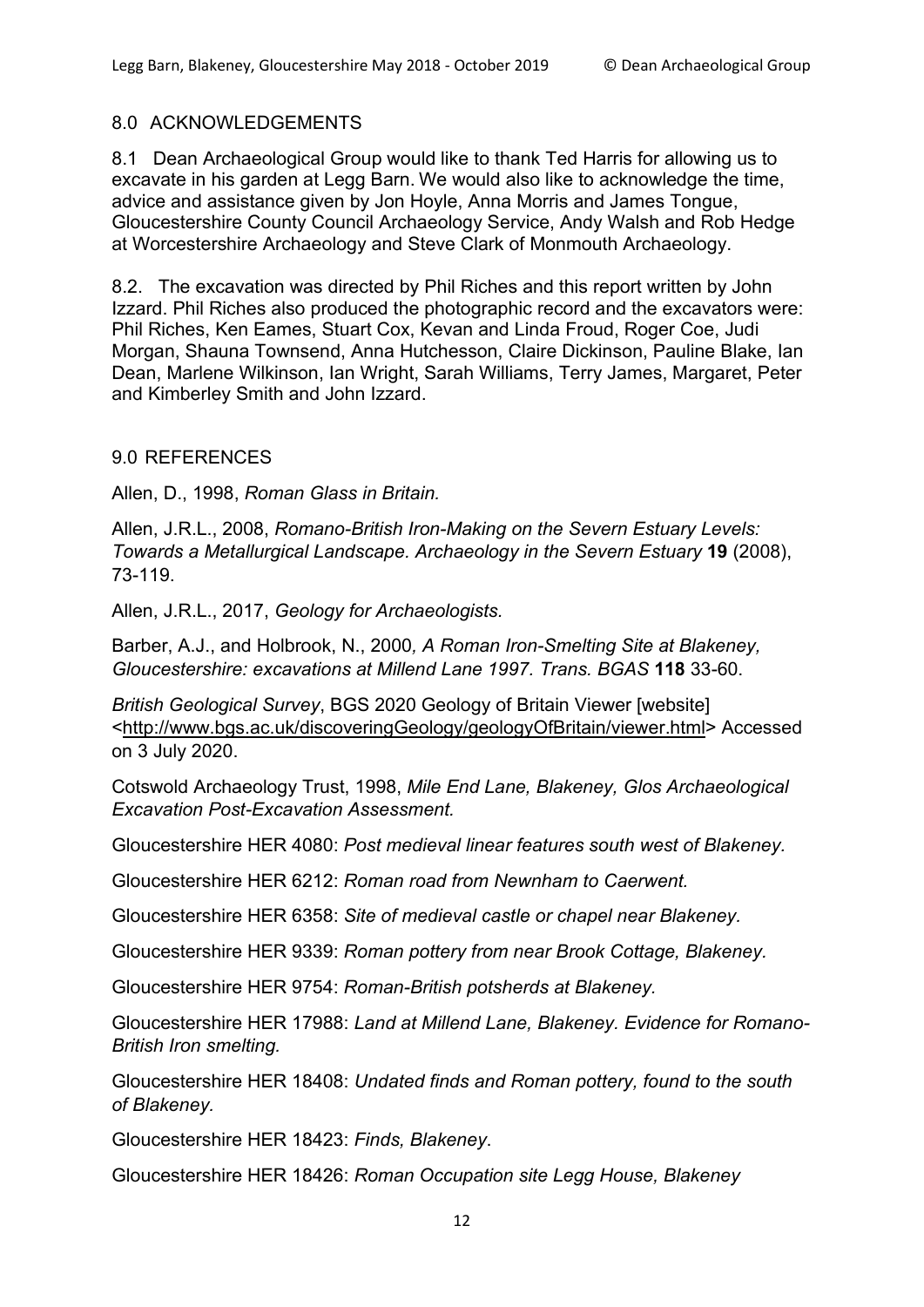## 8.0 ACKNOWLEDGEMENTS

8.1 Dean Archaeological Group would like to thank Ted Harris for allowing us to excavate in his garden at Legg Barn. We would also like to acknowledge the time, advice and assistance given by Jon Hoyle, Anna Morris and James Tongue, Gloucestershire County Council Archaeology Service, Andy Walsh and Rob Hedge at Worcestershire Archaeology and Steve Clark of Monmouth Archaeology.

8.2. The excavation was directed by Phil Riches and this report written by John Izzard. Phil Riches also produced the photographic record and the excavators were: Phil Riches, Ken Eames, Stuart Cox, Kevan and Linda Froud, Roger Coe, Judi Morgan, Shauna Townsend, Anna Hutchesson, Claire Dickinson, Pauline Blake, Ian Dean, Marlene Wilkinson, Ian Wright, Sarah Williams, Terry James, Margaret, Peter and Kimberley Smith and John Izzard.

## 9.0 REFERENCES

Allen, D., 1998, *Roman Glass in Britain.*

Allen, J.R.L., 2008, *Romano-British Iron-Making on the Severn Estuary Levels: Towards a Metallurgical Landscape. Archaeology in the Severn Estuary* **19** (2008), 73-119.

Allen, J.R.L., 2017, *Geology for Archaeologists.*

Barber, A.J., and Holbrook, N., 2000, *A Roman Iron-Smelting Site at Blakeney, Gloucestershire: excavations at Millend Lane 1997. Trans. BGAS* **118** 33-60.

*British Geological Survey*, BGS 2020 Geology of Britain Viewer [website] <http://www.bgs.ac.uk/discoveringGeology/geologyOfBritain/viewer.html> Accessed on 3 July 2020.

Cotswold Archaeology Trust, 1998, *Mile End Lane, Blakeney, Glos Archaeological Excavation Post-Excavation Assessment.*

Gloucestershire HER 4080: *Post medieval linear features south west of Blakeney.*

Gloucestershire HER 6212: *Roman road from Newnham to Caerwent.*

Gloucestershire HER 6358: *Site of medieval castle or chapel near Blakeney.*

Gloucestershire HER 9339: *Roman pottery from near Brook Cottage, Blakeney.*

Gloucestershire HER 9754: *Roman-British potsherds at Blakeney.*

Gloucestershire HER 17988: *Land at Millend Lane, Blakeney. Evidence for Romano-British Iron smelting.*

Gloucestershire HER 18408: *Undated finds and Roman pottery, found to the south of Blakeney.*

Gloucestershire HER 18423: *Finds, Blakeney*.

Gloucestershire HER 18426: *Roman Occupation site Legg House, Blakeney*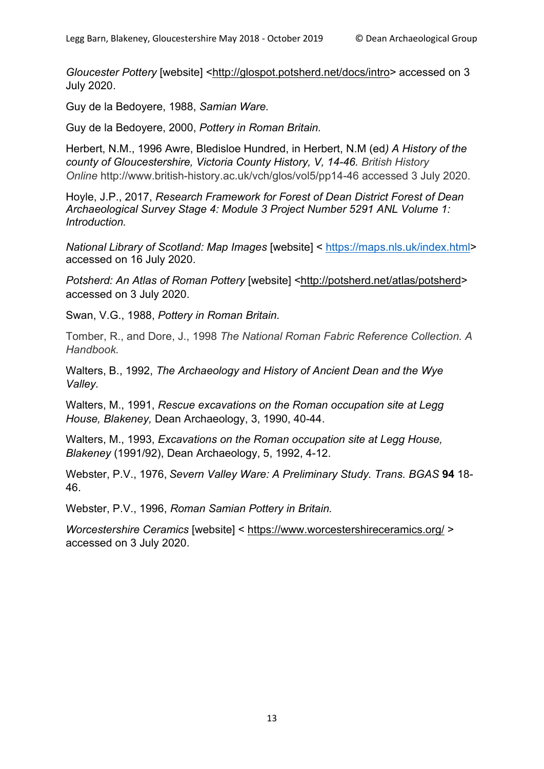*Gloucester Pottery* [website] <http://glospot.potsherd.net/docs/intro> accessed on 3 July 2020.

Guy de la Bedoyere, 1988, *Samian Ware.*

Guy de la Bedoyere, 2000, *Pottery in Roman Britain.*

Herbert, N.M., 1996 Awre, Bledisloe Hundred, in Herbert, N.M (ed*) A History of the county of Gloucestershire, Victoria County History, V, 14-46. British History Online* http://www.british-history.ac.uk/vch/glos/vol5/pp14-46 accessed 3 July 2020.

Hoyle, J.P., 2017, *Research Framework for Forest of Dean District Forest of Dean Archaeological Survey Stage 4: Module 3 Project Number 5291 ANL Volume 1: Introduction.*

*National Library of Scotland: Map Images* [website] < https://maps.nls.uk/index.html> accessed on 16 July 2020.

*Potsherd: An Atlas of Roman Pottery* [website] <http://potsherd.net/atlas/potsherd> accessed on 3 July 2020.

Swan, V.G., 1988, *Pottery in Roman Britain.*

Tomber, R., and Dore, J., 1998 *The National Roman Fabric Reference Collection. A Handbook.*

Walters, B., 1992, *The Archaeology and History of Ancient Dean and the Wye Valley.*

Walters, M., 1991, *Rescue excavations on the Roman occupation site at Legg House, Blakeney,* Dean Archaeology, 3, 1990, 40-44.

Walters, M., 1993, *Excavations on the Roman occupation site at Legg House, Blakeney* (1991/92), Dean Archaeology, 5, 1992, 4-12.

Webster, P.V., 1976, *Severn Valley Ware: A Preliminary Study. Trans. BGAS* **94** 18-46.

Webster, P.V., 1996, *Roman Samian Pottery in Britain.*

*Worcestershire Ceramics* [website] < https://www.worcestershireceramics.org/ > accessed on 3 July 2020.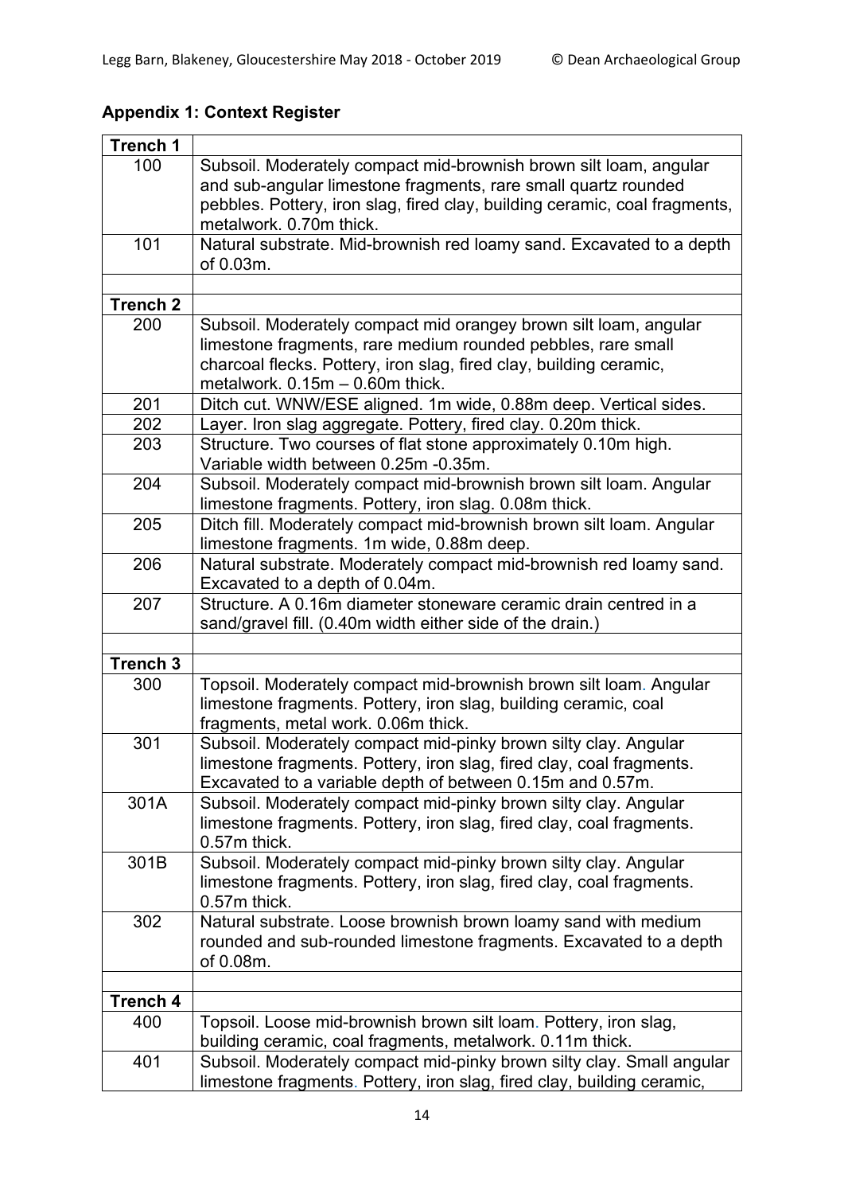## Appendix 1: Context Register

| Trench 1 | |
|---|---|
| 100 | Subsoil. Moderately compact mid-brownish brown silt loam, angular and sub-angular limestone fragments, rare small quartz rounded pebbles. Pottery, iron slag, fired clay, building ceramic, coal fragments, metalwork. 0.70m thick. |
| 101 | Natural substrate. Mid-brownish red loamy sand. Excavated to a depth of 0.03m. |
| | |
| **Trench 2** | |
| 200 | Subsoil. Moderately compact mid orangey brown silt loam, angular limestone fragments, rare medium rounded pebbles, rare small charcoal flecks. Pottery, iron slag, fired clay, building ceramic, metalwork. 0.15m – 0.60m thick. |
| 201 | Ditch cut. WNW/ESE aligned. 1m wide, 0.88m deep. Vertical sides. |
| 202 | Layer. Iron slag aggregate. Pottery, fired clay. 0.20m thick. |
| 203 | Structure. Two courses of flat stone approximately 0.10m high. Variable width between 0.25m -0.35m. |
| 204 | Subsoil. Moderately compact mid-brownish brown silt loam. Angular limestone fragments. Pottery, iron slag. 0.08m thick. |
| 205 | Ditch fill. Moderately compact mid-brownish brown silt loam. Angular limestone fragments. 1m wide, 0.88m deep. |
| 206 | Natural substrate. Moderately compact mid-brownish red loamy sand. Excavated to a depth of 0.04m. |
| 207 | Structure. A 0.16m diameter stoneware ceramic drain centred in a sand/gravel fill. (0.40m width either side of the drain.) |
| | |
| **Trench 3** | |
| 300 | Topsoil. Moderately compact mid-brownish brown silt loam. Angular limestone fragments. Pottery, iron slag, building ceramic, coal fragments, metal work. 0.06m thick. |
| 301 | Subsoil. Moderately compact mid-pinky brown silty clay. Angular limestone fragments. Pottery, iron slag, fired clay, coal fragments. Excavated to a variable depth of between 0.15m and 0.57m. |
| 301A | Subsoil. Moderately compact mid-pinky brown silty clay. Angular limestone fragments. Pottery, iron slag, fired clay, coal fragments. 0.57m thick. |
| 301B | Subsoil. Moderately compact mid-pinky brown silty clay. Angular limestone fragments. Pottery, iron slag, fired clay, coal fragments. 0.57m thick. |
| 302 | Natural substrate. Loose brownish brown loamy sand with medium rounded and sub-rounded limestone fragments. Excavated to a depth of 0.08m. |
| | |
| **Trench 4** | |
| 400 | Topsoil. Loose mid-brownish brown silt loam. Pottery, iron slag, building ceramic, coal fragments, metalwork. 0.11m thick. |
| 401 | Subsoil. Moderately compact mid-pinky brown silty clay. Small angular limestone fragments. Pottery, iron slag, fired clay, building ceramic, |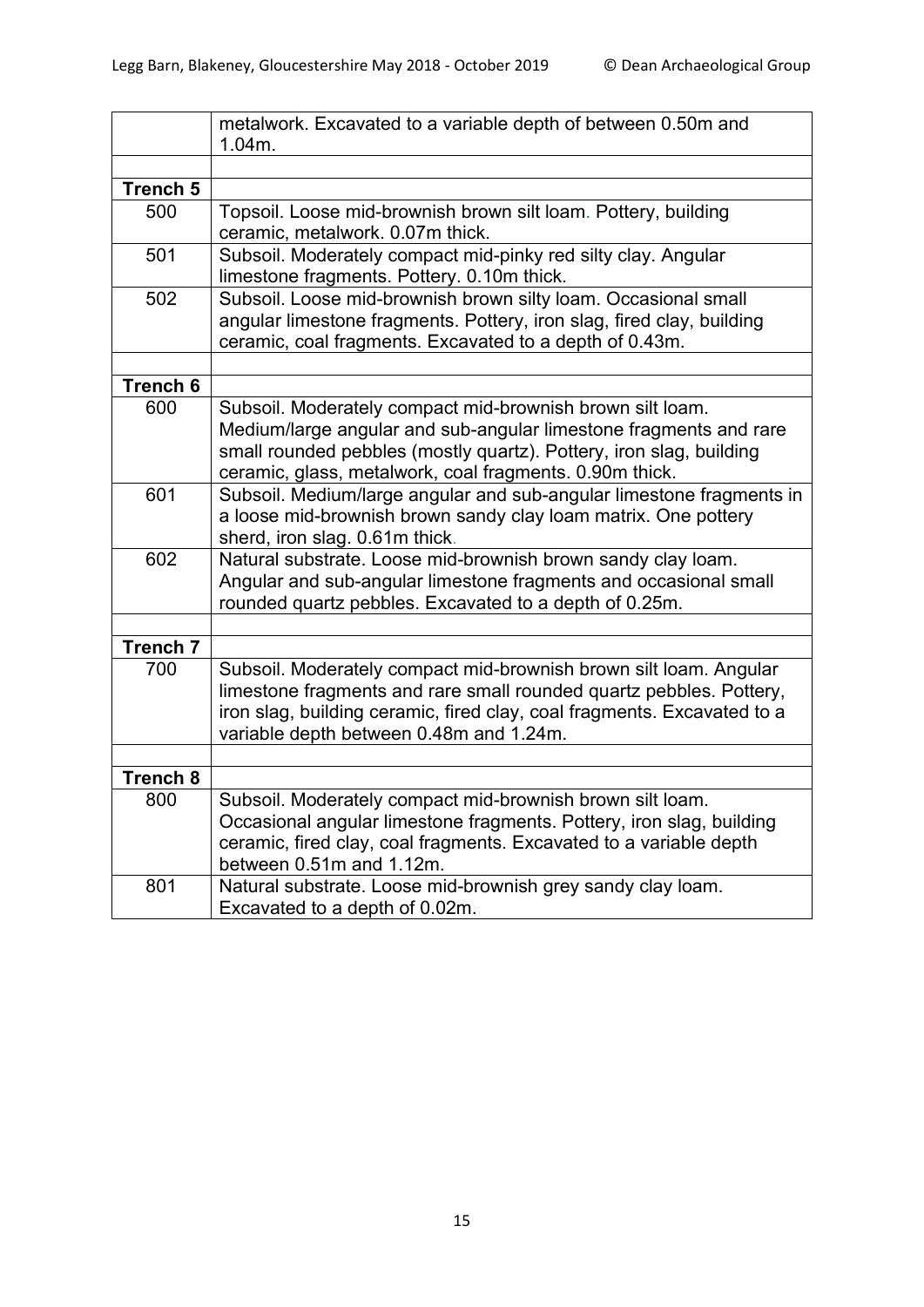| | |
|---|---|
| | metalwork. Excavated to a variable depth of between 0.50m and 1.04m. |
| | |
| **Trench 5** | |
| 500 | Topsoil. Loose mid-brownish brown silt loam. Pottery, building ceramic, metalwork. 0.07m thick. |
| 501 | Subsoil. Moderately compact mid-pinky red silty clay. Angular limestone fragments. Pottery. 0.10m thick. |
| 502 | Subsoil. Loose mid-brownish brown silty loam. Occasional small angular limestone fragments. Pottery, iron slag, fired clay, building ceramic, coal fragments. Excavated to a depth of 0.43m. |
| | |
| **Trench 6** | |
| 600 | Subsoil. Moderately compact mid-brownish brown silt loam. Medium/large angular and sub-angular limestone fragments and rare small rounded pebbles (mostly quartz). Pottery, iron slag, building ceramic, glass, metalwork, coal fragments. 0.90m thick. |
| 601 | Subsoil. Medium/large angular and sub-angular limestone fragments in a loose mid-brownish brown sandy clay loam matrix. One pottery sherd, iron slag. 0.61m thick. |
| 602 | Natural substrate. Loose mid-brownish brown sandy clay loam. Angular and sub-angular limestone fragments and occasional small rounded quartz pebbles. Excavated to a depth of 0.25m. |
| | |
| **Trench 7** | |
| 700 | Subsoil. Moderately compact mid-brownish brown silt loam. Angular limestone fragments and rare small rounded quartz pebbles. Pottery, iron slag, building ceramic, fired clay, coal fragments. Excavated to a variable depth between 0.48m and 1.24m. |
| | |
| **Trench 8** | |
| 800 | Subsoil. Moderately compact mid-brownish brown silt loam. Occasional angular limestone fragments. Pottery, iron slag, building ceramic, fired clay, coal fragments. Excavated to a variable depth between 0.51m and 1.12m. |
| 801 | Natural substrate. Loose mid-brownish grey sandy clay loam. Excavated to a depth of 0.02m. |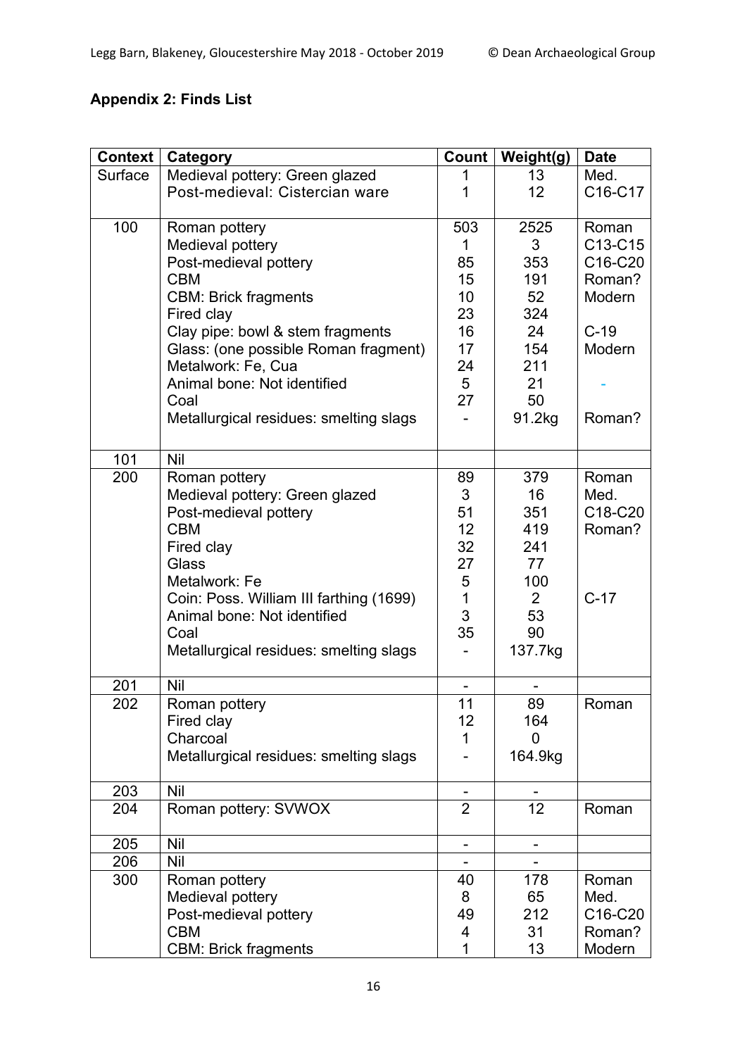## Appendix 2: Finds List

| Context | Category | Count | Weight(g) | Date |
|---|---|---|---|---|
| Surface | Medieval pottery: Green glazed | 1 | 13 | Med. |
| | Post-medieval: Cistercian ware | 1 | 12 | C16-C17 |
| 100 | Roman pottery | 503 | 2525 | Roman |
| | Medieval pottery | 1 | 3 | C13-C15 |
| | Post-medieval pottery | 85 | 353 | C16-C20 |
| | CBM | 15 | 191 | Roman? |
| | CBM: Brick fragments | 10 | 52 | Modern |
| | Fired clay | 23 | 324 | |
| | Clay pipe: bowl & stem fragments | 16 | 24 | C-19 |
| | Glass: (one possible Roman fragment) | 17 | 154 | Modern |
| | Metalwork: Fe, Cua | 24 | 211 | |
| | Animal bone: Not identified | 5 | 21 | - |
| | Coal | 27 | 50 | |
| | Metallurgical residues: smelting slags | - | 91.2kg | Roman? |
| 101 | Nil | | | |
| 200 | Roman pottery | 89 | 379 | Roman |
| | Medieval pottery: Green glazed | 3 | 16 | Med. |
| | Post-medieval pottery | 51 | 351 | C18-C20 |
| | CBM | 12 | 419 | Roman? |
| | Fired clay | 32 | 241 | |
| | Glass | 27 | 77 | |
| | Metalwork: Fe | 5 | 100 | |
| | Coin: Poss. William III farthing (1699) | 1 | 2 | C-17 |
| | Animal bone: Not identified | 3 | 53 | |
| | Coal | 35 | 90 | |
| | Metallurgical residues: smelting slags | - | 137.7kg | |
| 201 | Nil | - | - | |
| 202 | Roman pottery | 11 | 89 | Roman |
| | Fired clay | 12 | 164 | |
| | Charcoal | 1 | 0 | |
| | Metallurgical residues: smelting slags | - | 164.9kg | |
| 203 | Nil | - | - | |
| 204 | Roman pottery: SVWOX | 2 | 12 | Roman |
| 205 | Nil | - | - | |
| 206 | Nil | - | - | |
| 300 | Roman pottery | 40 | 178 | Roman |
| | Medieval pottery | 8 | 65 | Med. |
| | Post-medieval pottery | 49 | 212 | C16-C20 |
| | CBM | 4 | 31 | Roman? |
| | CBM: Brick fragments | 1 | 13 | Modern |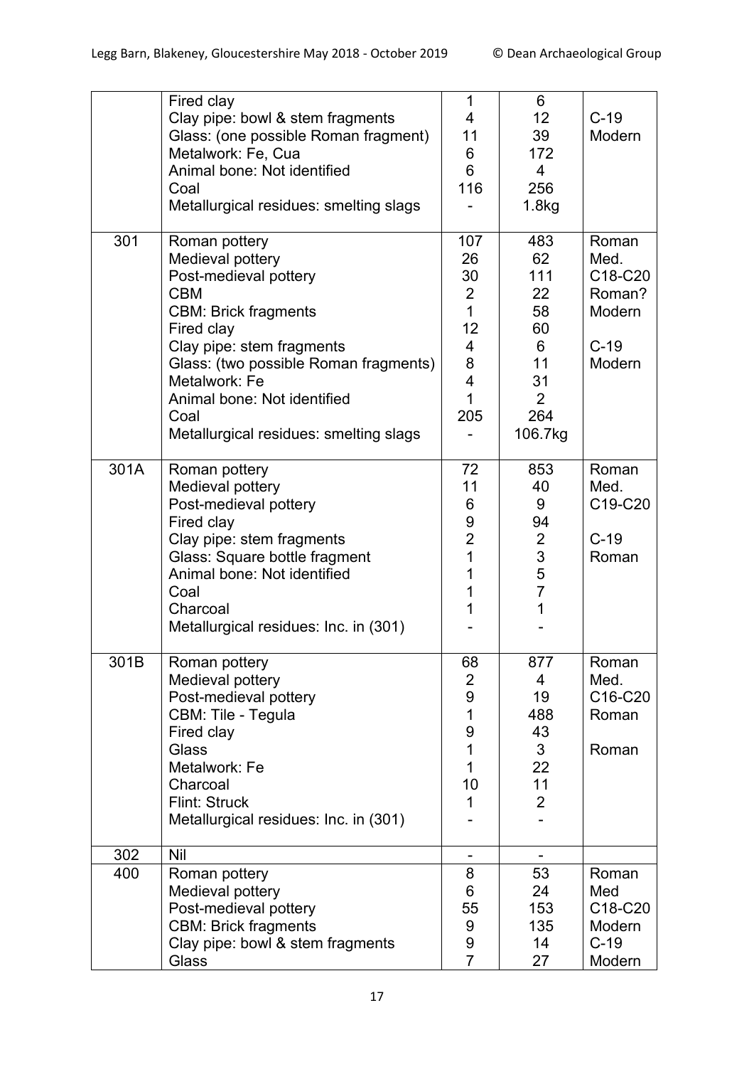| | | | | |
|---|---|---|---|---|
| | Fired clay | 1 | 6 | |
| | Clay pipe: bowl & stem fragments | 4 | 12 | C-19 |
| | Glass: (one possible Roman fragment) | 11 | 39 | Modern |
| | Metalwork: Fe, Cua | 6 | 172 | |
| | Animal bone: Not identified | 6 | 4 | |
| | Coal | 116 | 256 | |
| | Metallurgical residues: smelting slags | - | 1.8kg | |
| 301 | Roman pottery | 107 | 483 | Roman |
| | Medieval pottery | 26 | 62 | Med. |
| | Post-medieval pottery | 30 | 111 | C18-C20 |
| | CBM | 2 | 22 | Roman? |
| | CBM: Brick fragments | 1 | 58 | Modern |
| | Fired clay | 12 | 60 | |
| | Clay pipe: stem fragments | 4 | 6 | C-19 |
| | Glass: (two possible Roman fragments) | 8 | 11 | Modern |
| | Metalwork: Fe | 4 | 31 | |
| | Animal bone: Not identified | 1 | 2 | |
| | Coal | 205 | 264 | |
| | Metallurgical residues: smelting slags | - | 106.7kg | |
| 301A | Roman pottery | 72 | 853 | Roman |
| | Medieval pottery | 11 | 40 | Med. |
| | Post-medieval pottery | 6 | 9 | C19-C20 |
| | Fired clay | 9 | 94 | |
| | Clay pipe: stem fragments | 2 | 2 | C-19 |
| | Glass: Square bottle fragment | 1 | 3 | Roman |
| | Animal bone: Not identified | 1 | 5 | |
| | Coal | 1 | 7 | |
| | Charcoal | 1 | 1 | |
| | Metallurgical residues: Inc. in (301) | - | - | |
| 301B | Roman pottery | 68 | 877 | Roman |
| | Medieval pottery | 2 | 4 | Med. |
| | Post-medieval pottery | 9 | 19 | C16-C20 |
| | CBM: Tile - Tegula | 1 | 488 | Roman |
| | Fired clay | 9 | 43 | |
| | Glass | 1 | 3 | Roman |
| | Metalwork: Fe | 1 | 22 | |
| | Charcoal | 10 | 11 | |
| | Flint: Struck | 1 | 2 | |
| | Metallurgical residues: Inc. in (301) | - | - | |
| 302 | Nil | - | - | |
| 400 | Roman pottery | 8 | 53 | Roman |
| | Medieval pottery | 6 | 24 | Med |
| | Post-medieval pottery | 55 | 153 | C18-C20 |
| | CBM: Brick fragments | 9 | 135 | Modern |
| | Clay pipe: bowl & stem fragments | 9 | 14 | C-19 |
| | Glass | 7 | 27 | Modern |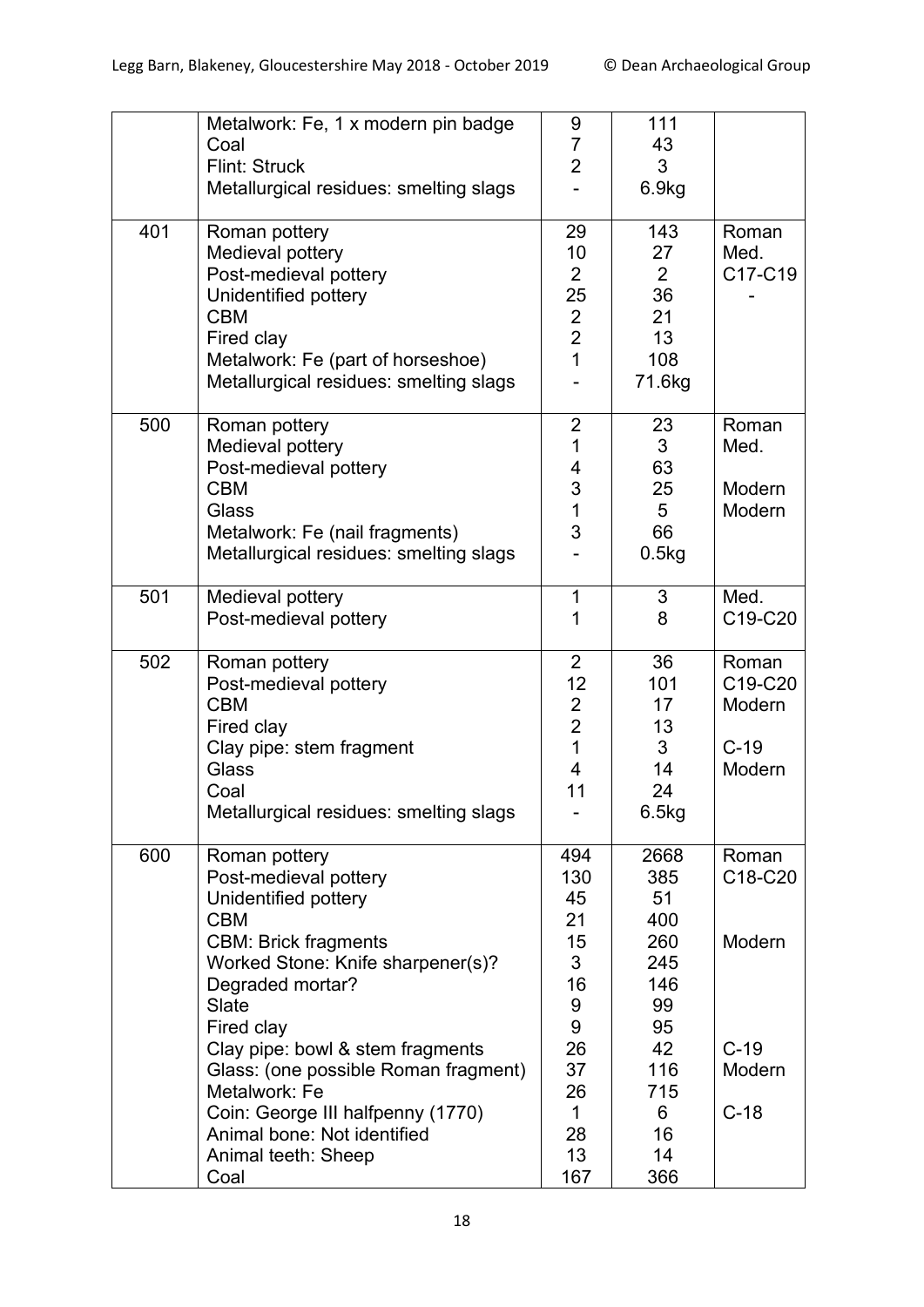| | | | | |
|---|---|---|---|---|
| | Metalwork: Fe, 1 x modern pin badge | 9 | 111 | |
| | Coal | 7 | 43 | |
| | Flint: Struck | 2 | 3 | |
| | Metallurgical residues: smelting slags | - | 6.9kg | |
| 401 | Roman pottery | 29 | 143 | Roman |
| | Medieval pottery | 10 | 27 | Med. |
| | Post-medieval pottery | 2 | 2 | C17-C19 |
| | Unidentified pottery | 25 | 36 | - |
| | CBM | 2 | 21 | |
| | Fired clay | 2 | 13 | |
| | Metalwork: Fe (part of horseshoe) | 1 | 108 | |
| | Metallurgical residues: smelting slags | - | 71.6kg | |
| 500 | Roman pottery | 2 | 23 | Roman |
| | Medieval pottery | 1 | 3 | Med. |
| | Post-medieval pottery | 4 | 63 | |
| | CBM | 3 | 25 | Modern |
| | Glass | 1 | 5 | Modern |
| | Metalwork: Fe (nail fragments) | 3 | 66 | |
| | Metallurgical residues: smelting slags | - | 0.5kg | |
| 501 | Medieval pottery | 1 | 3 | Med. |
| | Post-medieval pottery | 1 | 8 | C19-C20 |
| 502 | Roman pottery | 2 | 36 | Roman |
| | Post-medieval pottery | 12 | 101 | C19-C20 |
| | CBM | 2 | 17 | Modern |
| | Fired clay | 2 | 13 | |
| | Clay pipe: stem fragment | 1 | 3 | C-19 |
| | Glass | 4 | 14 | Modern |
| | Coal | 11 | 24 | |
| | Metallurgical residues: smelting slags | - | 6.5kg | |
| 600 | Roman pottery | 494 | 2668 | Roman |
| | Post-medieval pottery | 130 | 385 | C18-C20 |
| | Unidentified pottery | 45 | 51 | |
| | CBM | 21 | 400 | |
| | CBM: Brick fragments | 15 | 260 | Modern |
| | Worked Stone: Knife sharpener(s)? | 3 | 245 | |
| | Degraded mortar? | 16 | 146 | |
| | Slate | 9 | 99 | |
| | Fired clay | 9 | 95 | |
| | Clay pipe: bowl & stem fragments | 26 | 42 | C-19 |
| | Glass: (one possible Roman fragment) | 37 | 116 | Modern |
| | Metalwork: Fe | 26 | 715 | |
| | Coin: George III halfpenny (1770) | 1 | 6 | C-18 |
| | Animal bone: Not identified | 28 | 16 | |
| | Animal teeth: Sheep | 13 | 14 | |
| | Coal | 167 | 366 | |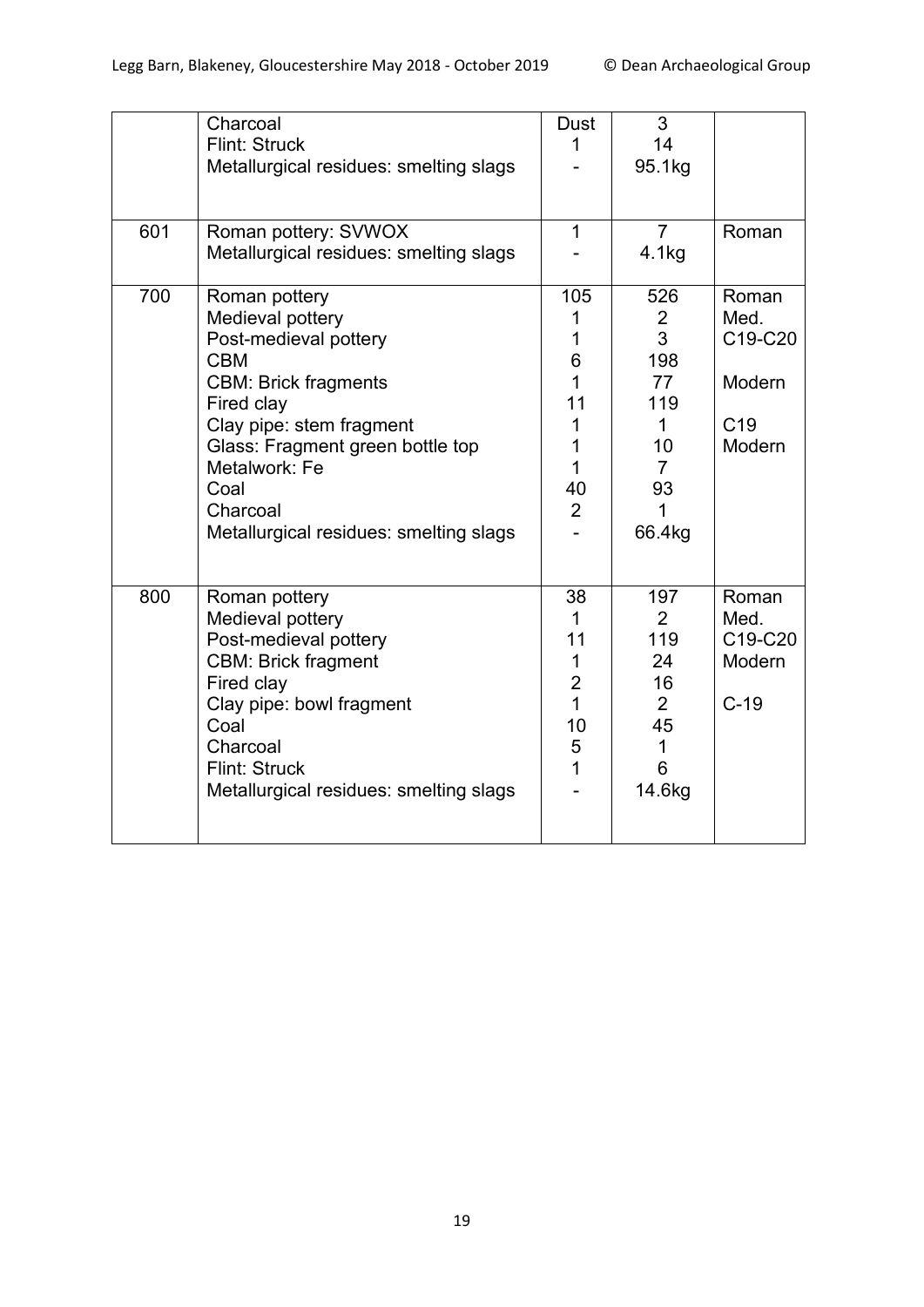| | | | | |
|---|---|---|---|---|
| | Charcoal | Dust | 3 | |
| | Flint: Struck | 1 | 14 | |
| | Metallurgical residues: smelting slags | - | 95.1kg | |
| 601 | Roman pottery: SVWOX | 1 | 7 | Roman |
| | Metallurgical residues: smelting slags | - | 4.1kg | |
| 700 | Roman pottery | 105 | 526 | Roman |
| | Medieval pottery | 1 | 2 | Med. |
| | Post-medieval pottery | 1 | 3 | C19-C20 |
| | CBM | 6 | 198 | |
| | CBM: Brick fragments | 1 | 77 | Modern |
| | Fired clay | 11 | 119 | |
| | Clay pipe: stem fragment | 1 | 1 | C19 |
| | Glass: Fragment green bottle top | 1 | 10 | Modern |
| | Metalwork: Fe | 1 | 7 | |
| | Coal | 40 | 93 | |
| | Charcoal | 2 | 1 | |
| | Metallurgical residues: smelting slags | - | 66.4kg | |
| 800 | Roman pottery | 38 | 197 | Roman |
| | Medieval pottery | 1 | 2 | Med. |
| | Post-medieval pottery | 11 | 119 | C19-C20 |
| | CBM: Brick fragment | 1 | 24 | Modern |
| | Fired clay | 2 | 16 | |
| | Clay pipe: bowl fragment | 1 | 2 | C-19 |
| | Coal | 10 | 45 | |
| | Charcoal | 5 | 1 | |
| | Flint: Struck | 1 | 6 | |
| | Metallurgical residues: smelting slags | - | 14.6kg | |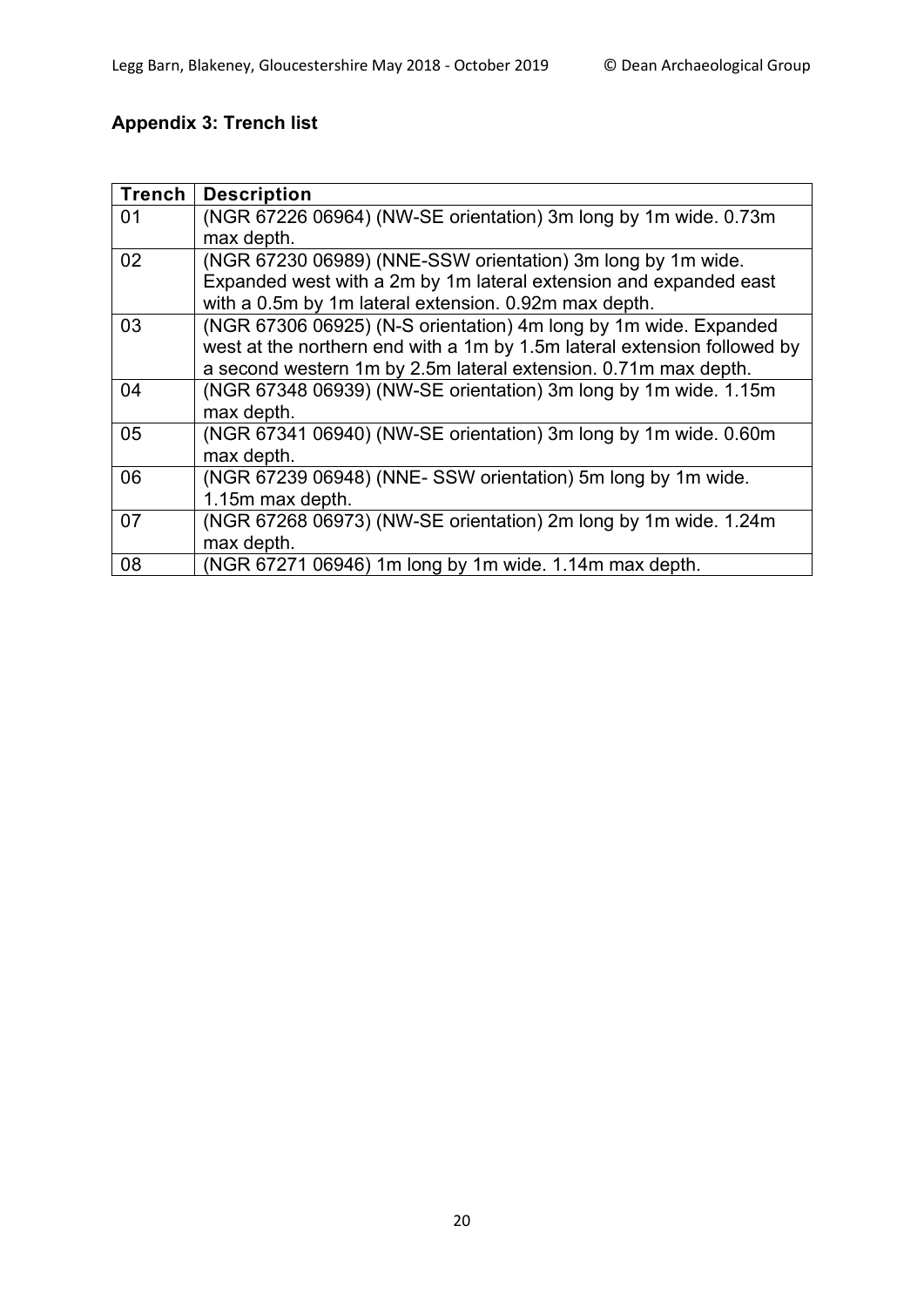## Appendix 3: Trench list

| Trench | Description |
|---|---|
| 01 | (NGR 67226 06964) (NW-SE orientation) 3m long by 1m wide. 0.73m max depth. |
| 02 | (NGR 67230 06989) (NNE-SSW orientation) 3m long by 1m wide. Expanded west with a 2m by 1m lateral extension and expanded east with a 0.5m by 1m lateral extension. 0.92m max depth. |
| 03 | (NGR 67306 06925) (N-S orientation) 4m long by 1m wide. Expanded west at the northern end with a 1m by 1.5m lateral extension followed by a second western 1m by 2.5m lateral extension. 0.71m max depth. |
| 04 | (NGR 67348 06939) (NW-SE orientation) 3m long by 1m wide. 1.15m max depth. |
| 05 | (NGR 67341 06940) (NW-SE orientation) 3m long by 1m wide. 0.60m max depth. |
| 06 | (NGR 67239 06948) (NNE- SSW orientation) 5m long by 1m wide. 1.15m max depth. |
| 07 | (NGR 67268 06973) (NW-SE orientation) 2m long by 1m wide. 1.24m max depth. |
| 08 | (NGR 67271 06946) 1m long by 1m wide. 1.14m max depth. |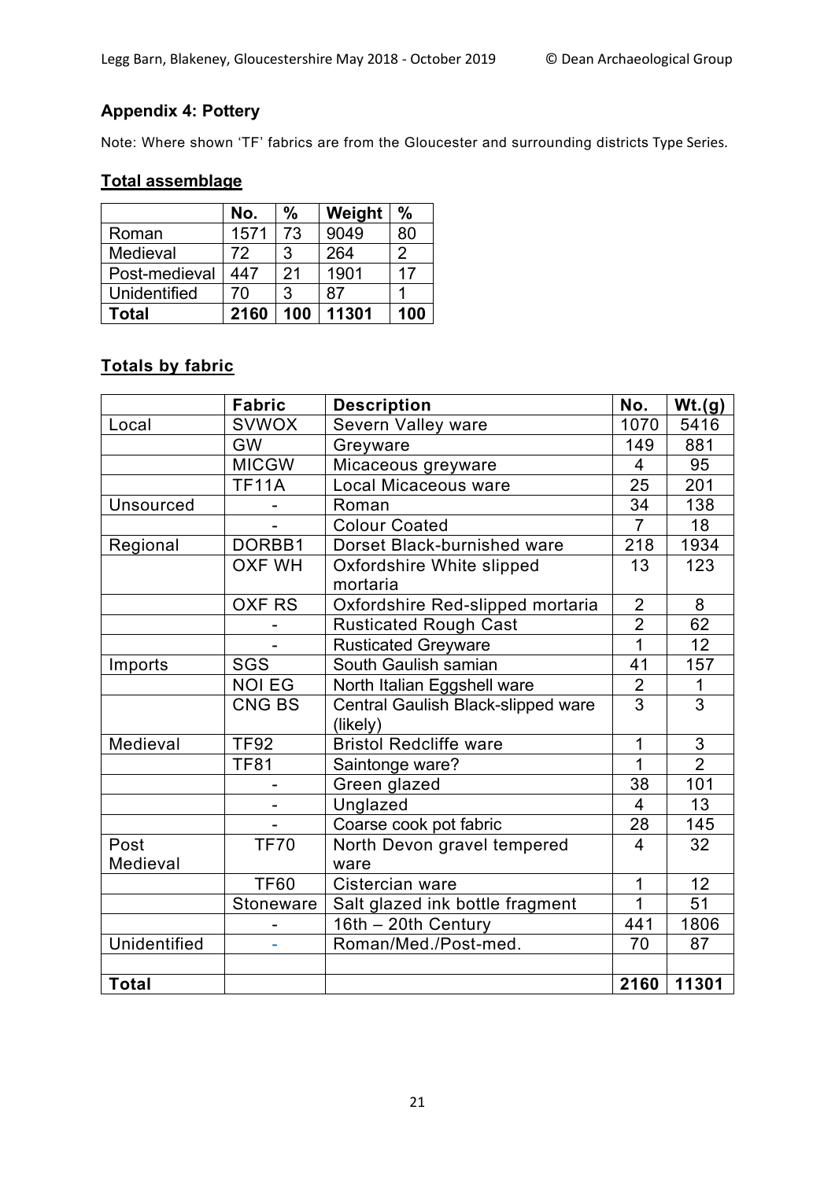## Appendix 4: Pottery

Note: Where shown 'TF' fabrics are from the Gloucester and surrounding districts Type Series.

### Total assemblage

| | No. | % | Weight | % |
|---|---|---|---|---|
| Roman | 1571 | 73 | 9049 | 80 |
| Medieval | 72 | 3 | 264 | 2 |
| Post-medieval | 447 | 21 | 1901 | 17 |
| Unidentified | 70 | 3 | 87 | 1 |
| **Total** | **2160** | **100** | **11301** | **100** |

### Totals by fabric

| | Fabric | Description | No. | Wt.(g) |
|---|---|---|---|---|
| Local | SVWOX | Severn Valley ware | 1070 | 5416 |
| | GW | Greyware | 149 | 881 |
| | MICGW | Micaceous greyware | 4 | 95 |
| | TF11A | Local Micaceous ware | 25 | 201 |
| Unsourced | - | Roman | 34 | 138 |
| | - | Colour Coated | 7 | 18 |
| Regional | DORBB1 | Dorset Black-burnished ware | 218 | 1934 |
| | OXF WH | Oxfordshire White slipped mortaria | 13 | 123 |
| | OXF RS | Oxfordshire Red-slipped mortaria | 2 | 8 |
| | - | Rusticated Rough Cast | 2 | 62 |
| | - | Rusticated Greyware | 1 | 12 |
| Imports | SGS | South Gaulish samian | 41 | 157 |
| | NOI EG | North Italian Eggshell ware | 2 | 1 |
| | CNG BS | Central Gaulish Black-slipped ware (likely) | 3 | 3 |
| Medieval | TF92 | Bristol Redcliffe ware | 1 | 3 |
| | TF81 | Saintonge ware? | 1 | 2 |
| | - | Green glazed | 38 | 101 |
| | - | Unglazed | 4 | 13 |
| | - | Coarse cook pot fabric | 28 | 145 |
| Post Medieval | TF70 | North Devon gravel tempered ware | 4 | 32 |
| | TF60 | Cistercian ware | 1 | 12 |
| | Stoneware | Salt glazed ink bottle fragment | 1 | 51 |
| | - | 16th – 20th Century | 441 | 1806 |
| Unidentified | - | Roman/Med./Post-med. | 70 | 87 |
| | | | | |
| **Total** | | | **2160** | **11301** |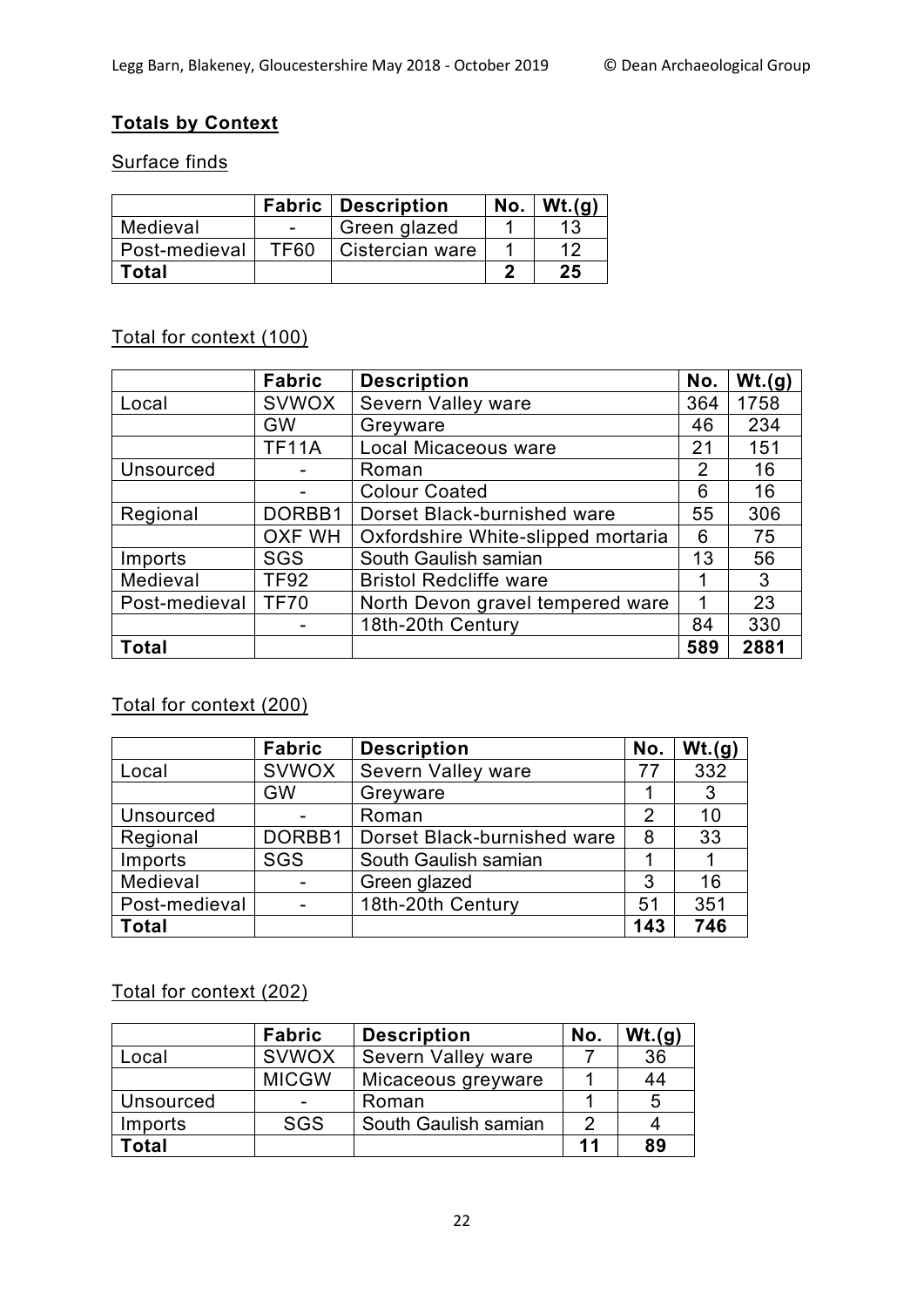## Totals by Context

Surface finds

| | Fabric | Description | No. | Wt.(g) |
|---|---|---|---|---|
| Medieval | - | Green glazed | 1 | 13 |
| Post-medieval | TF60 | Cistercian ware | 1 | 12 |
| **Total** | | | **2** | **25** |

Total for context (100)

| | Fabric | Description | No. | Wt.(g) |
|---|---|---|---|---|
| Local | SVWOX | Severn Valley ware | 364 | 1758 |
| | GW | Greyware | 46 | 234 |
| | TF11A | Local Micaceous ware | 21 | 151 |
| Unsourced | - | Roman | 2 | 16 |
| | - | Colour Coated | 6 | 16 |
| Regional | DORBB1 | Dorset Black-burnished ware | 55 | 306 |
| | OXF WH | Oxfordshire White-slipped mortaria | 6 | 75 |
| Imports | SGS | South Gaulish samian | 13 | 56 |
| Medieval | TF92 | Bristol Redcliffe ware | 1 | 3 |
| Post-medieval | TF70 | North Devon gravel tempered ware | 1 | 23 |
| | - | 18th-20th Century | 84 | 330 |
| **Total** | | | **589** | **2881** |

Total for context (200)

| | Fabric | Description | No. | Wt.(g) |
|---|---|---|---|---|
| Local | SVWOX | Severn Valley ware | 77 | 332 |
| | GW | Greyware | 1 | 3 |
| Unsourced | - | Roman | 2 | 10 |
| Regional | DORBB1 | Dorset Black-burnished ware | 8 | 33 |
| Imports | SGS | South Gaulish samian | 1 | 1 |
| Medieval | - | Green glazed | 3 | 16 |
| Post-medieval | - | 18th-20th Century | 51 | 351 |
| **Total** | | | **143** | **746** |

Total for context (202)

| | Fabric | Description | No. | Wt.(g) |
|---|---|---|---|---|
| Local | SVWOX | Severn Valley ware | 7 | 36 |
| | MICGW | Micaceous greyware | 1 | 44 |
| Unsourced | - | Roman | 1 | 5 |
| Imports | SGS | South Gaulish samian | 2 | 4 |
| **Total** | | | **11** | **89** |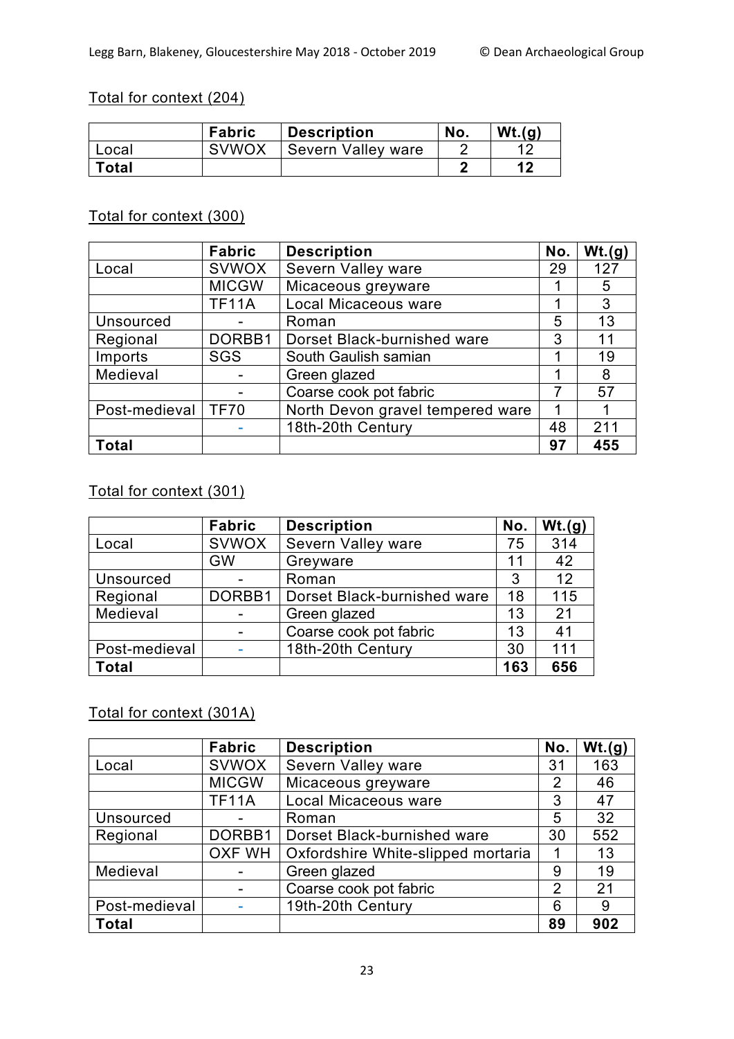Total for context (204)

| | Fabric | Description | No. | Wt.(g) |
|---|---|---|---|---|
| Local | SVWOX | Severn Valley ware | 2 | 12 |
| **Total** | | | **2** | **12** |

Total for context (300)

| | Fabric | Description | No. | Wt.(g) |
|---|---|---|---|---|
| Local | SVWOX | Severn Valley ware | 29 | 127 |
| | MICGW | Micaceous greyware | 1 | 5 |
| | TF11A | Local Micaceous ware | 1 | 3 |
| Unsourced | - | Roman | 5 | 13 |
| Regional | DORBB1 | Dorset Black-burnished ware | 3 | 11 |
| Imports | SGS | South Gaulish samian | 1 | 19 |
| Medieval | - | Green glazed | 1 | 8 |
| | - | Coarse cook pot fabric | 7 | 57 |
| Post-medieval | TF70 | North Devon gravel tempered ware | 1 | 1 |
| | - | 18th-20th Century | 48 | 211 |
| **Total** | | | **97** | **455** |

Total for context (301)

| | Fabric | Description | No. | Wt.(g) |
|---|---|---|---|---|
| Local | SVWOX | Severn Valley ware | 75 | 314 |
| | GW | Greyware | 11 | 42 |
| Unsourced | - | Roman | 3 | 12 |
| Regional | DORBB1 | Dorset Black-burnished ware | 18 | 115 |
| Medieval | - | Green glazed | 13 | 21 |
| | - | Coarse cook pot fabric | 13 | 41 |
| Post-medieval | - | 18th-20th Century | 30 | 111 |
| **Total** | | | **163** | **656** |

Total for context (301A)

| | Fabric | Description | No. | Wt.(g) |
|---|---|---|---|---|
| Local | SVWOX | Severn Valley ware | 31 | 163 |
| | MICGW | Micaceous greyware | 2 | 46 |
| | TF11A | Local Micaceous ware | 3 | 47 |
| Unsourced | - | Roman | 5 | 32 |
| Regional | DORBB1 | Dorset Black-burnished ware | 30 | 552 |
| | OXF WH | Oxfordshire White-slipped mortaria | 1 | 13 |
| Medieval | - | Green glazed | 9 | 19 |
| | - | Coarse cook pot fabric | 2 | 21 |
| Post-medieval | - | 19th-20th Century | 6 | 9 |
| **Total** | | | **89** | **902** |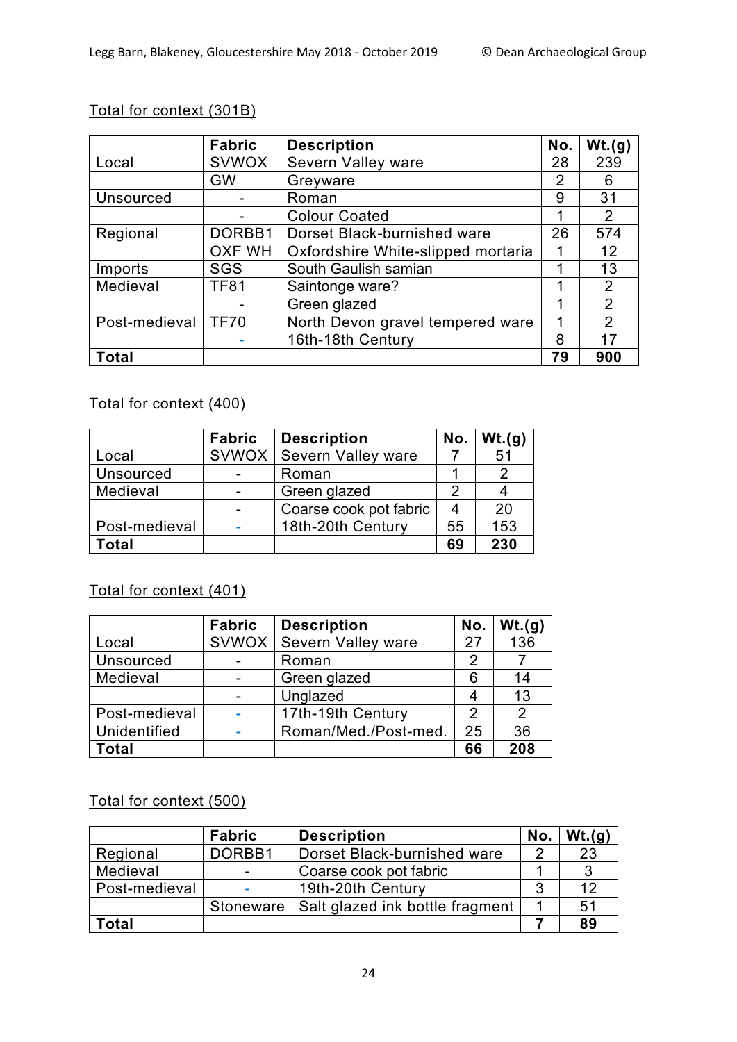Total for context (301B)

| | Fabric | Description | No. | Wt.(g) |
|---|---|---|---|---|
| Local | SVWOX | Severn Valley ware | 28 | 239 |
| | GW | Greyware | 2 | 6 |
| Unsourced | - | Roman | 9 | 31 |
| | - | Colour Coated | 1 | 2 |
| Regional | DORBB1 | Dorset Black-burnished ware | 26 | 574 |
| | OXF WH | Oxfordshire White-slipped mortaria | 1 | 12 |
| Imports | SGS | South Gaulish samian | 1 | 13 |
| Medieval | TF81 | Saintonge ware? | 1 | 2 |
| | - | Green glazed | 1 | 2 |
| Post-medieval | TF70 | North Devon gravel tempered ware | 1 | 2 |
| | - | 16th-18th Century | 8 | 17 |
| **Total** | | | **79** | **900** |

Total for context (400)

| | Fabric | Description | No. | Wt.(g) |
|---|---|---|---|---|
| Local | SVWOX | Severn Valley ware | 7 | 51 |
| Unsourced | - | Roman | 1 | 2 |
| Medieval | - | Green glazed | 2 | 4 |
| | - | Coarse cook pot fabric | 4 | 20 |
| Post-medieval | - | 18th-20th Century | 55 | 153 |
| **Total** | | | **69** | **230** |

Total for context (401)

| | Fabric | Description | No. | Wt.(g) |
|---|---|---|---|---|
| Local | SVWOX | Severn Valley ware | 27 | 136 |
| Unsourced | - | Roman | 2 | 7 |
| Medieval | - | Green glazed | 6 | 14 |
| | - | Unglazed | 4 | 13 |
| Post-medieval | - | 17th-19th Century | 2 | 2 |
| Unidentified | - | Roman/Med./Post-med. | 25 | 36 |
| **Total** | | | **66** | **208** |

Total for context (500)

| | Fabric | Description | No. | Wt.(g) |
|---|---|---|---|---|
| Regional | DORBB1 | Dorset Black-burnished ware | 2 | 23 |
| Medieval | - | Coarse cook pot fabric | 1 | 3 |
| Post-medieval | - | 19th-20th Century | 3 | 12 |
| | Stoneware | Salt glazed ink bottle fragment | 1 | 51 |
| **Total** | | | **7** | **89** |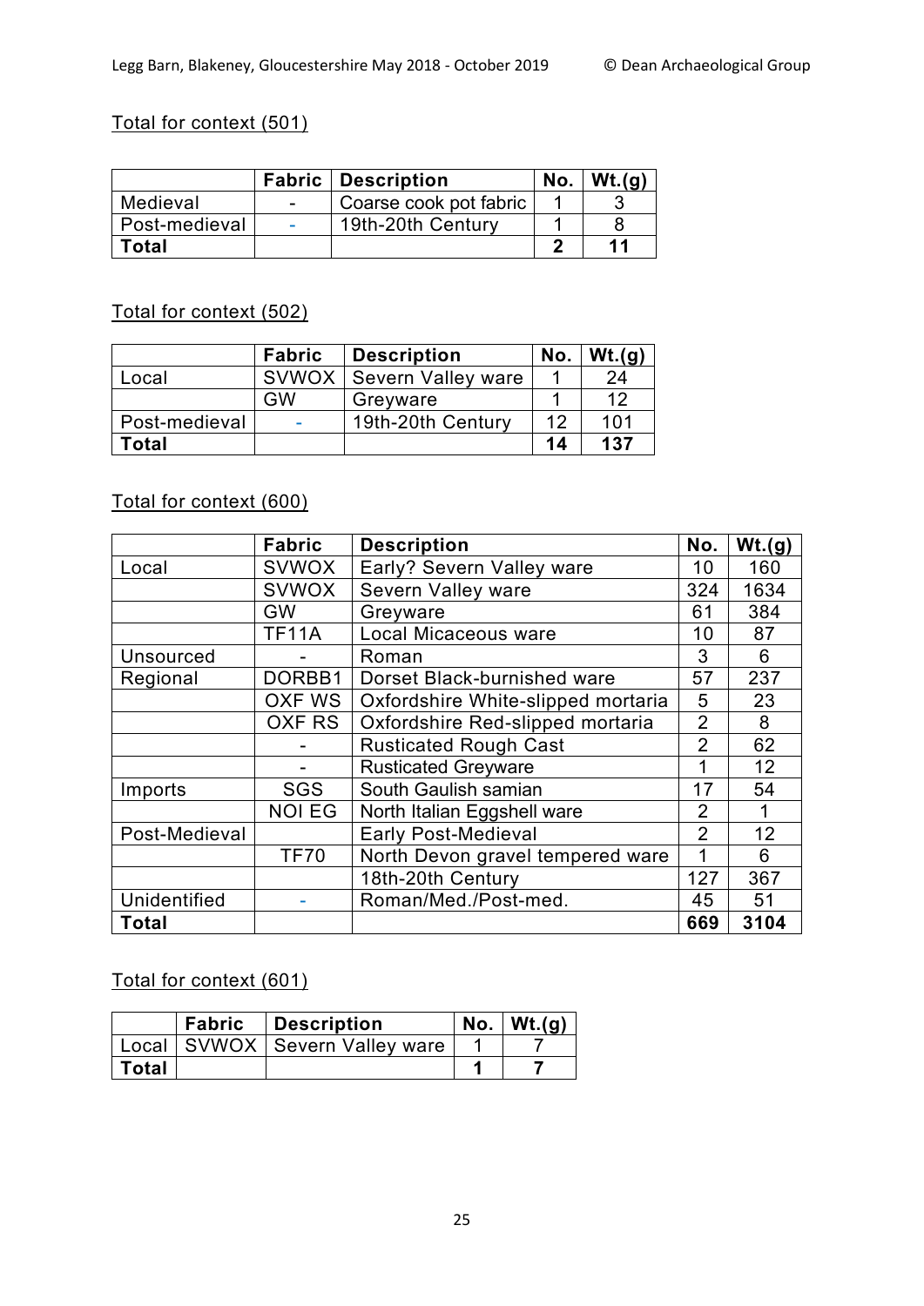Total for context (501)

| | Fabric | Description | No. | Wt.(g) |
|---|---|---|---|---|
| Medieval | - | Coarse cook pot fabric | 1 | 3 |
| Post-medieval | - | 19th-20th Century | 1 | 8 |
| **Total** | | | **2** | **11** |

Total for context (502)

| | Fabric | Description | No. | Wt.(g) |
|---|---|---|---|---|
| Local | SVWOX | Severn Valley ware | 1 | 24 |
| | GW | Greyware | 1 | 12 |
| Post-medieval | - | 19th-20th Century | 12 | 101 |
| **Total** | | | **14** | **137** |

Total for context (600)

| | Fabric | Description | No. | Wt.(g) |
|---|---|---|---|---|
| Local | SVWOX | Early? Severn Valley ware | 10 | 160 |
| | SVWOX | Severn Valley ware | 324 | 1634 |
| | GW | Greyware | 61 | 384 |
| | TF11A | Local Micaceous ware | 10 | 87 |
| Unsourced | - | Roman | 3 | 6 |
| Regional | DORBB1 | Dorset Black-burnished ware | 57 | 237 |
| | OXF WS | Oxfordshire White-slipped mortaria | 5 | 23 |
| | OXF RS | Oxfordshire Red-slipped mortaria | 2 | 8 |
| | - | Rusticated Rough Cast | 2 | 62 |
| | - | Rusticated Greyware | 1 | 12 |
| Imports | SGS | South Gaulish samian | 17 | 54 |
| | NOI EG | North Italian Eggshell ware | 2 | 1 |
| Post-Medieval | | Early Post-Medieval | 2 | 12 |
| | TF70 | North Devon gravel tempered ware | 1 | 6 |
| | | 18th-20th Century | 127 | 367 |
| Unidentified | - | Roman/Med./Post-med. | 45 | 51 |
| **Total** | | | **669** | **3104** |

Total for context (601)

| | Fabric | Description | No. | Wt.(g) |
|---|---|---|---|---|
| Local | SVWOX | Severn Valley ware | 1 | 7 |
| **Total** | | | **1** | **7** |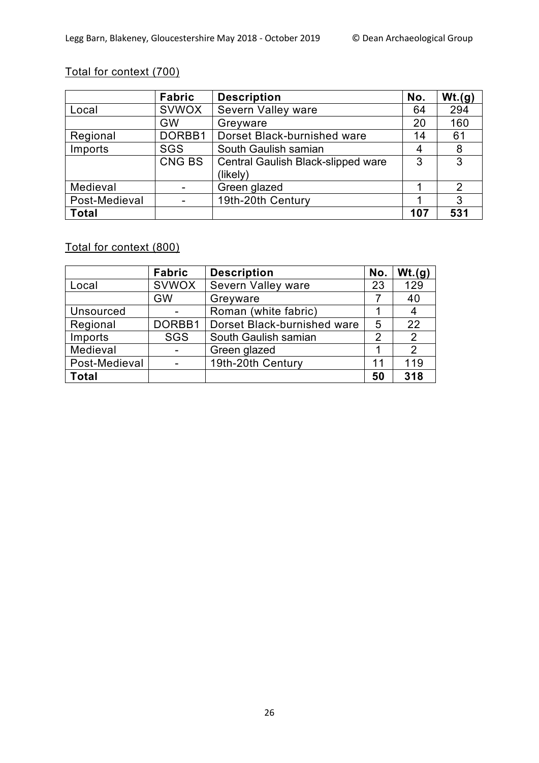<u>Total for context (700)</u>

| | Fabric | Description | No. | Wt.(g) |
|---|---|---|---|---|
| Local | SVWOX | Severn Valley ware | 64 | 294 |
| | GW | Greyware | 20 | 160 |
| Regional | DORBB1 | Dorset Black-burnished ware | 14 | 61 |
| Imports | SGS | South Gaulish samian | 4 | 8 |
| | CNG BS | Central Gaulish Black-slipped ware (likely) | 3 | 3 |
| Medieval | - | Green glazed | 1 | 2 |
| Post-Medieval | - | 19th-20th Century | 1 | 3 |
| **Total** | | | **107** | **531** |

<u>Total for context (800)</u>

| | Fabric | Description | No. | Wt.(g) |
|---|---|---|---|---|
| Local | SVWOX | Severn Valley ware | 23 | 129 |
| | GW | Greyware | 7 | 40 |
| Unsourced | - | Roman (white fabric) | 1 | 4 |
| Regional | DORBB1 | Dorset Black-burnished ware | 5 | 22 |
| Imports | SGS | South Gaulish samian | 2 | 2 |
| Medieval | - | Green glazed | 1 | 2 |
| Post-Medieval | - | 19th-20th Century | 11 | 119 |
| **Total** | | | **50** | **318** |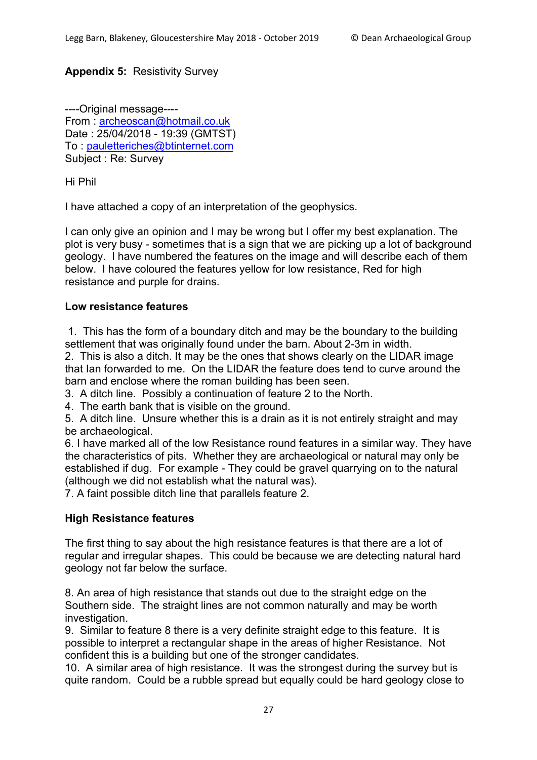**Appendix 5:** Resistivity Survey

----Original message----
From : archeoscan@hotmail.co.uk
Date : 25/04/2018 - 19:39 (GMTST)
To : pauletteriches@btinternet.com
Subject : Re: Survey

Hi Phil

I have attached a copy of an interpretation of the geophysics.

I can only give an opinion and I may be wrong but I offer my best explanation. The plot is very busy - sometimes that is a sign that we are picking up a lot of background geology. I have numbered the features on the image and will describe each of them below. I have coloured the features yellow for low resistance, Red for high resistance and purple for drains.

**Low resistance features**

1. This has the form of a boundary ditch and may be the boundary to the building settlement that was originally found under the barn. About 2-3m in width.
2. This is also a ditch. It may be the ones that shows clearly on the LIDAR image that Ian forwarded to me. On the LIDAR the feature does tend to curve around the barn and enclose where the roman building has been seen.
3. A ditch line. Possibly a continuation of feature 2 to the North.
4. The earth bank that is visible on the ground.
5. A ditch line. Unsure whether this is a drain as it is not entirely straight and may be archaeological.
6. I have marked all of the low Resistance round features in a similar way. They have the characteristics of pits. Whether they are archaeological or natural may only be established if dug. For example - They could be gravel quarrying on to the natural (although we did not establish what the natural was).
7. A faint possible ditch line that parallels feature 2.

**High Resistance features**

The first thing to say about the high resistance features is that there are a lot of regular and irregular shapes. This could be because we are detecting natural hard geology not far below the surface.

8. An area of high resistance that stands out due to the straight edge on the Southern side. The straight lines are not common naturally and may be worth investigation.
9. Similar to feature 8 there is a very definite straight edge to this feature. It is possible to interpret a rectangular shape in the areas of higher Resistance. Not confident this is a building but one of the stronger candidates.
10. A similar area of high resistance. It was the strongest during the survey but is quite random. Could be a rubble spread but equally could be hard geology close to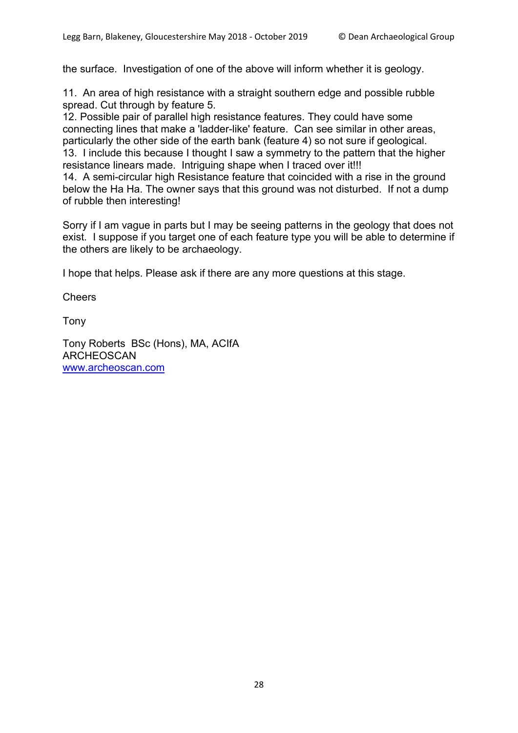the surface. Investigation of one of the above will inform whether it is geology.

11. An area of high resistance with a straight southern edge and possible rubble spread. Cut through by feature 5.
12. Possible pair of parallel high resistance features. They could have some connecting lines that make a 'ladder-like' feature. Can see similar in other areas, particularly the other side of the earth bank (feature 4) so not sure if geological.
13. I include this because I thought I saw a symmetry to the pattern that the higher resistance linears made. Intriguing shape when I traced over it!!!
14. A semi-circular high Resistance feature that coincided with a rise in the ground below the Ha Ha. The owner says that this ground was not disturbed. If not a dump of rubble then interesting!

Sorry if I am vague in parts but I may be seeing patterns in the geology that does not exist. I suppose if you target one of each feature type you will be able to determine if the others are likely to be archaeology.

I hope that helps. Please ask if there are any more questions at this stage.

Cheers

Tony

Tony Roberts BSc (Hons), MA, ACIfA
ARCHEOSCAN
www.archeoscan.com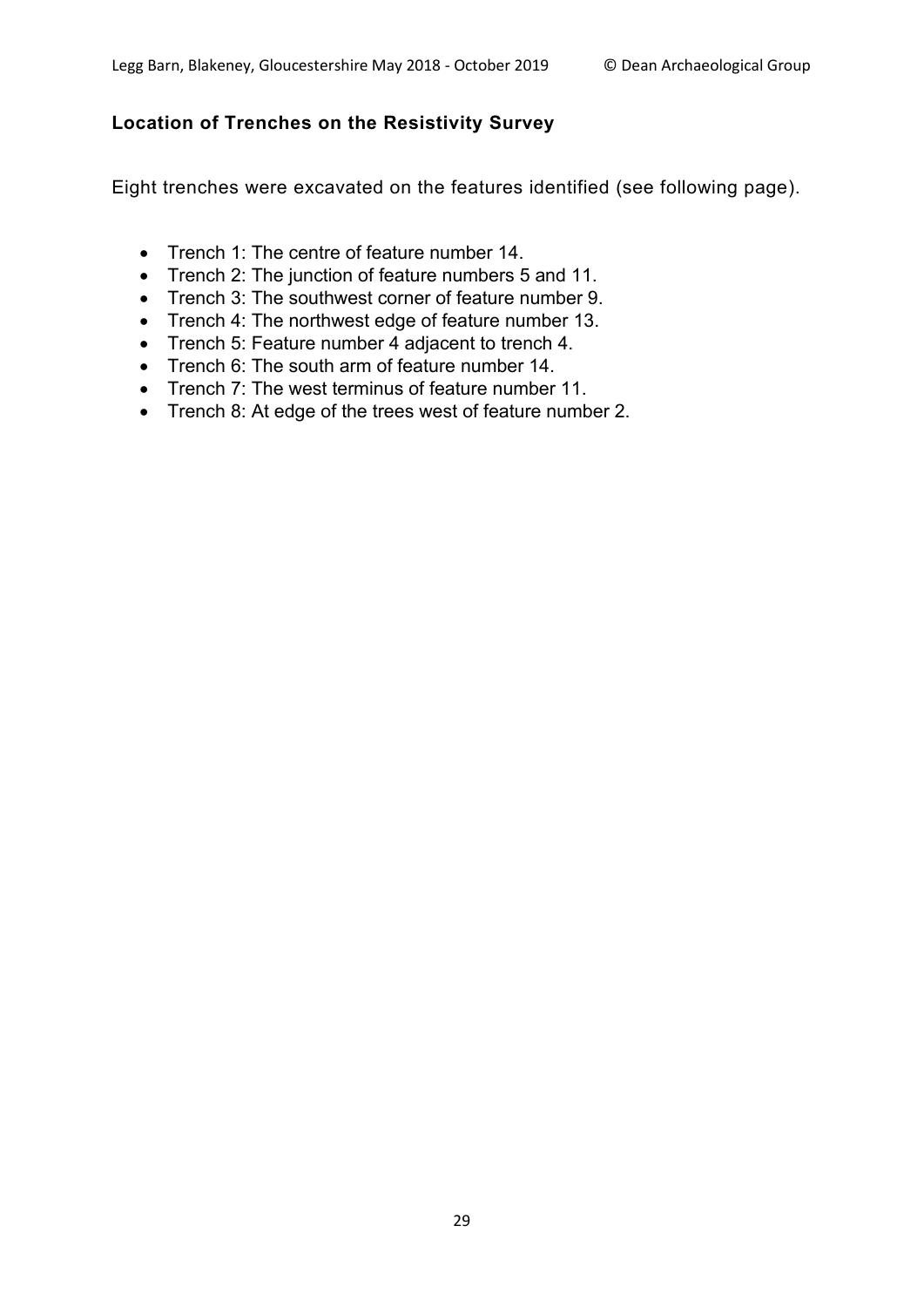### Location of Trenches on the Resistivity Survey

Eight trenches were excavated on the features identified (see following page).

- Trench 1: The centre of feature number 14.
- Trench 2: The junction of feature numbers 5 and 11.
- Trench 3: The southwest corner of feature number 9.
- Trench 4: The northwest edge of feature number 13.
- Trench 5: Feature number 4 adjacent to trench 4.
- Trench 6: The south arm of feature number 14.
- Trench 7: The west terminus of feature number 11.
- Trench 8: At edge of the trees west of feature number 2.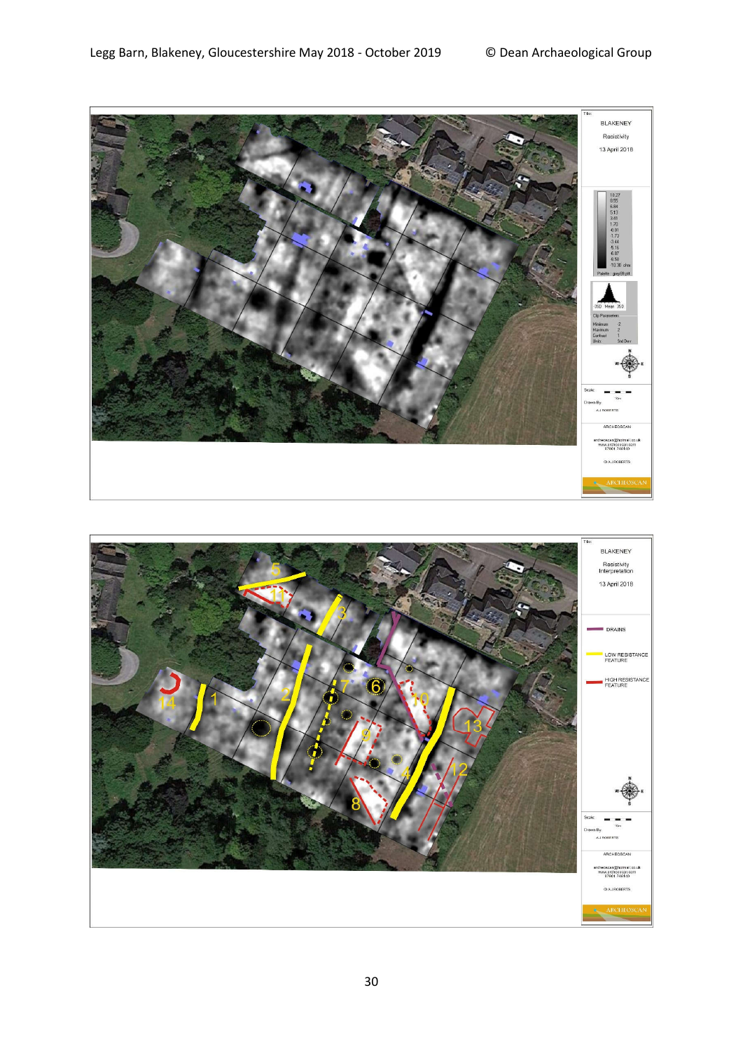Title:

BLAKENEY

Resistivity

13 April 2018

10.27
8.55
6.84
5.13
3.41
1.70
-0.01
-1.73
-3.44
-5.16
-6.87
-8.58
-10.30 ohm

Palette : grey56.plt

-3SD Mean 3SD

Clip Parameters

Minimum -2
Maximum 2
Contrast 1
Units Std Dev

N
W E
S

Scale:
10m

Drawn By:
A.J. ROBERTS

ARCHEOSCAN

archeoscan@hotmail.co.uk
www.archeoscan.com

© A.J ROBERTS

ARCHEOSCAN

---

Title:

BLAKENEY

Resistivity
Interpretation

13 April 2018

DRAINS

LOW RESISTANCE FEATURE

HIGH RESISTANCE FEATURE

1
2
3
4
5
6
7
8
9
10
11
12
13
14

N
W E
S

Scale:
10m

Drawn By:
A.J. ROBERTS

ARCHEOSCAN

archeoscan@hotmail.co.uk
www.archeoscan.com

© A.J ROBERTS

ARCHEOSCAN